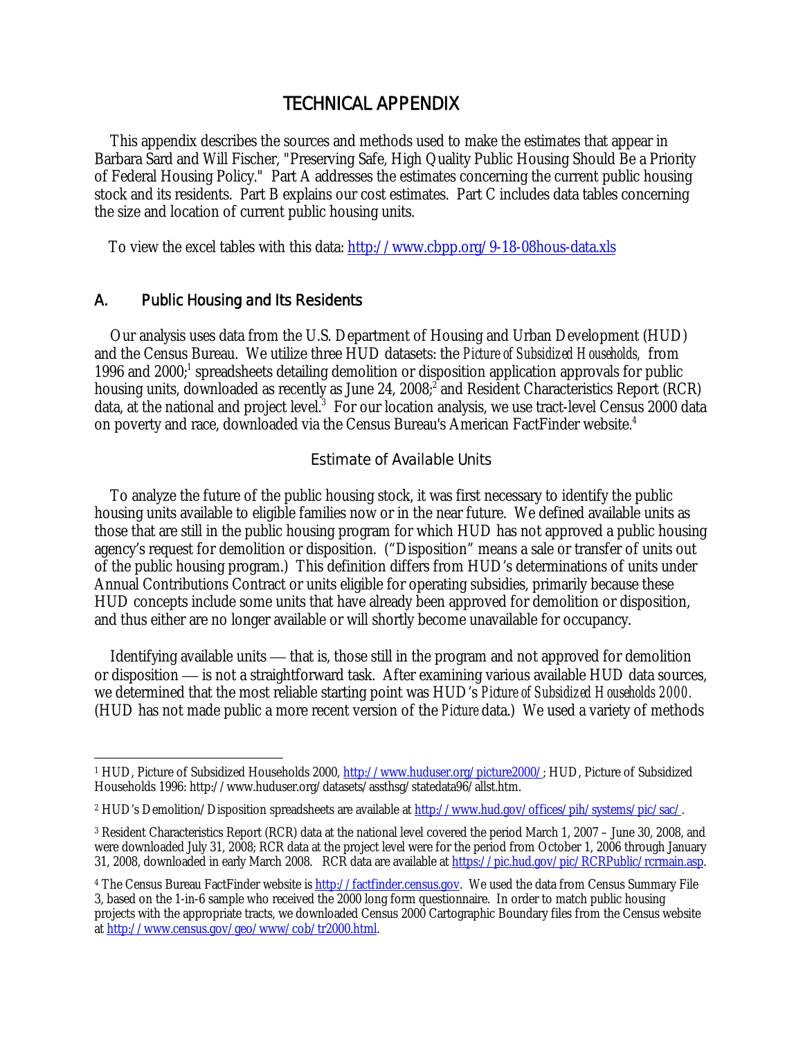# TECHNICAL APPENDIX

This appendix describes the sources and methods used to make the estimates that appear in Barbara Sard and Will Fischer, "Preserving Safe, High Quality Public Housing Should Be a Priority of Federal Housing Policy." Part A addresses the estimates concerning the current public housing stock and its residents. Part B explains our cost estimates. Part C includes data tables concerning the size and location of current public housing units.

To view the excel tables with this data: http://www.cbpp.org/9-18-08hous-data.xls

## A. Public Housing and Its Residents

Our analysis uses data from the U.S. Department of Housing and Urban Development (HUD) and the Census Bureau. We utilize three HUD datasets: the *Picture of Subsidized Households,* from 1996 and 2000;[1] spreadsheets detailing demolition or disposition application approvals for public housing units, downloaded as recently as June 24, 2008;[2] and Resident Characteristics Report (RCR) data, at the national and project level.[3] For our location analysis, we use tract-level Census 2000 data on poverty and race, downloaded via the Census Bureau's American FactFinder website.[4]

### Estimate of Available Units

To analyze the future of the public housing stock, it was first necessary to identify the public housing units available to eligible families now or in the near future. We defined available units as those that are still in the public housing program for which HUD has not approved a public housing agency's request for demolition or disposition. ("Disposition" means a sale or transfer of units out of the public housing program.) This definition differs from HUD's determinations of units under Annual Contributions Contract or units eligible for operating subsidies, primarily because these HUD concepts include some units that have already been approved for demolition or disposition, and thus either are no longer available or will shortly become unavailable for occupancy.

Identifying available units — that is, those still in the program and not approved for demolition or disposition — is not a straightforward task. After examining various available HUD data sources, we determined that the most reliable starting point was HUD's *Picture of Subsidized Households 2000.* (HUD has not made public a more recent version of the *Picture* data.) We used a variety of methods

---

[1] HUD, Picture of Subsidized Households 2000, http://www.huduser.org/picture2000/; HUD, Picture of Subsidized Households 1996: http://www.huduser.org/datasets/assthsg/statedata96/allst.htm.

[2] HUD's Demolition/Disposition spreadsheets are available at http://www.hud.gov/offices/pih/systems/pic/sac/.

[3] Resident Characteristics Report (RCR) data at the national level covered the period March 1, 2007 – June 30, 2008, and were downloaded July 31, 2008; RCR data at the project level were for the period from October 1, 2006 through January 31, 2008, downloaded in early March 2008. RCR data are available at https://pic.hud.gov/pic/RCRPublic/rcrmain.asp.

[4] The Census Bureau FactFinder website is http://factfinder.census.gov. We used the data from Census Summary File 3, based on the 1-in-6 sample who received the 2000 long form questionnaire. In order to match public housing projects with the appropriate tracts, we downloaded Census 2000 Cartographic Boundary files from the Census website at http://www.census.gov/geo/www/cob/tr2000.html.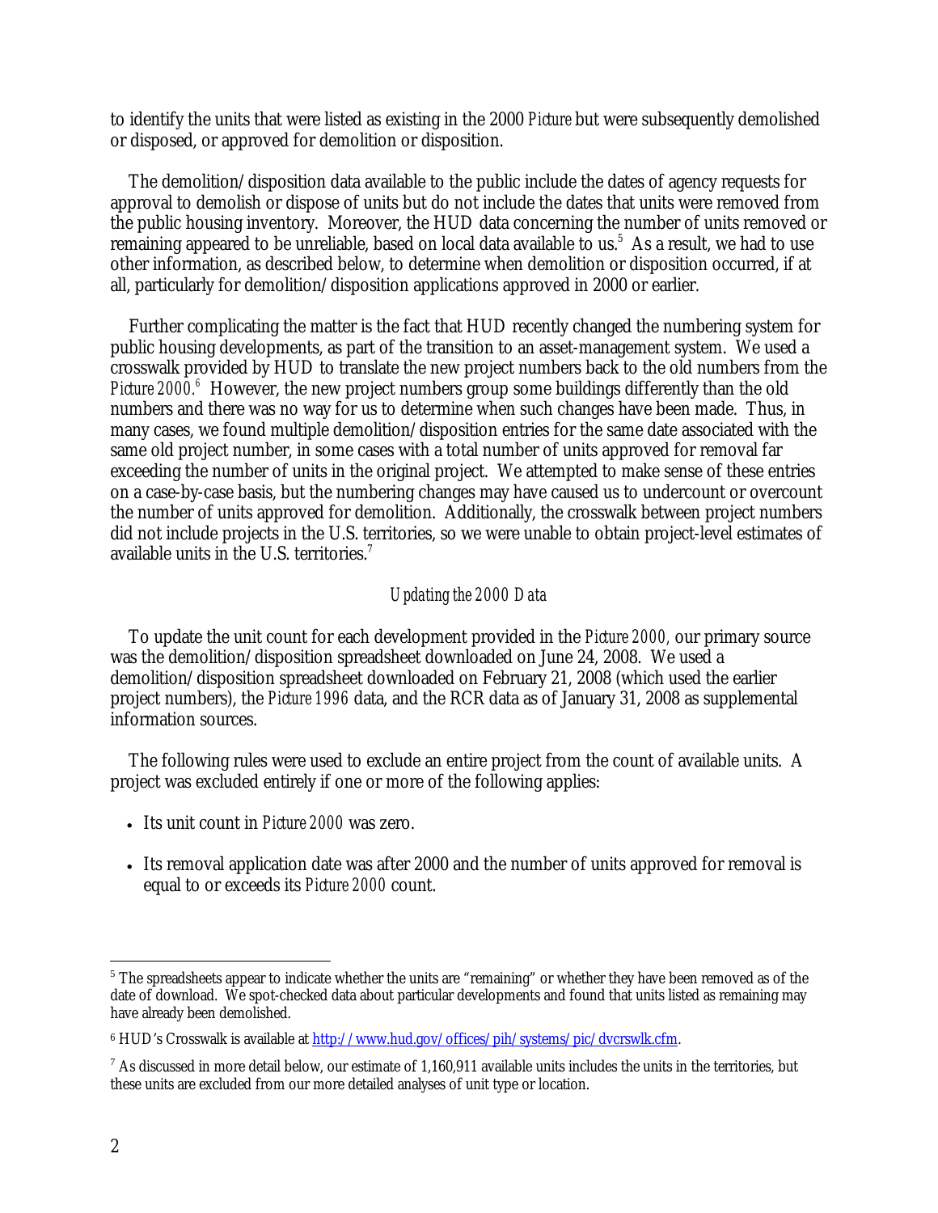to identify the units that were listed as existing in the 2000 *Picture* but were subsequently demolished or disposed, or approved for demolition or disposition.

The demolition/disposition data available to the public include the dates of agency requests for approval to demolish or dispose of units but do not include the dates that units were removed from the public housing inventory. Moreover, the HUD data concerning the number of units removed or remaining appeared to be unreliable, based on local data available to us.[5] As a result, we had to use other information, as described below, to determine when demolition or disposition occurred, if at all, particularly for demolition/disposition applications approved in 2000 or earlier.

Further complicating the matter is the fact that HUD recently changed the numbering system for public housing developments, as part of the transition to an asset-management system. We used a crosswalk provided by HUD to translate the new project numbers back to the old numbers from the *Picture 2000*.[6] However, the new project numbers group some buildings differently than the old numbers and there was no way for us to determine when such changes have been made. Thus, in many cases, we found multiple demolition/disposition entries for the same date associated with the same old project number, in some cases with a total number of units approved for removal far exceeding the number of units in the original project. We attempted to make sense of these entries on a case-by-case basis, but the numbering changes may have caused us to undercount or overcount the number of units approved for demolition. Additionally, the crosswalk between project numbers did not include projects in the U.S. territories, so we were unable to obtain project-level estimates of available units in the U.S. territories.[7]

### *Updating the 2000 Data*

To update the unit count for each development provided in the *Picture 2000*, our primary source was the demolition/disposition spreadsheet downloaded on June 24, 2008. We used a demolition/disposition spreadsheet downloaded on February 21, 2008 (which used the earlier project numbers), the *Picture 1996* data, and the RCR data as of January 31, 2008 as supplemental information sources.

The following rules were used to exclude an entire project from the count of available units. A project was excluded entirely if one or more of the following applies:

- Its unit count in *Picture 2000* was zero.
- Its removal application date was after 2000 and the number of units approved for removal is equal to or exceeds its *Picture 2000* count.

---

[5] The spreadsheets appear to indicate whether the units are "remaining" or whether they have been removed as of the date of download. We spot-checked data about particular developments and found that units listed as remaining may have already been demolished.

[6] HUD's Crosswalk is available at http://www.hud.gov/offices/pih/systems/pic/dvcrswlk.cfm.

[7] As discussed in more detail below, our estimate of 1,160,911 available units includes the units in the territories, but these units are excluded from our more detailed analyses of unit type or location.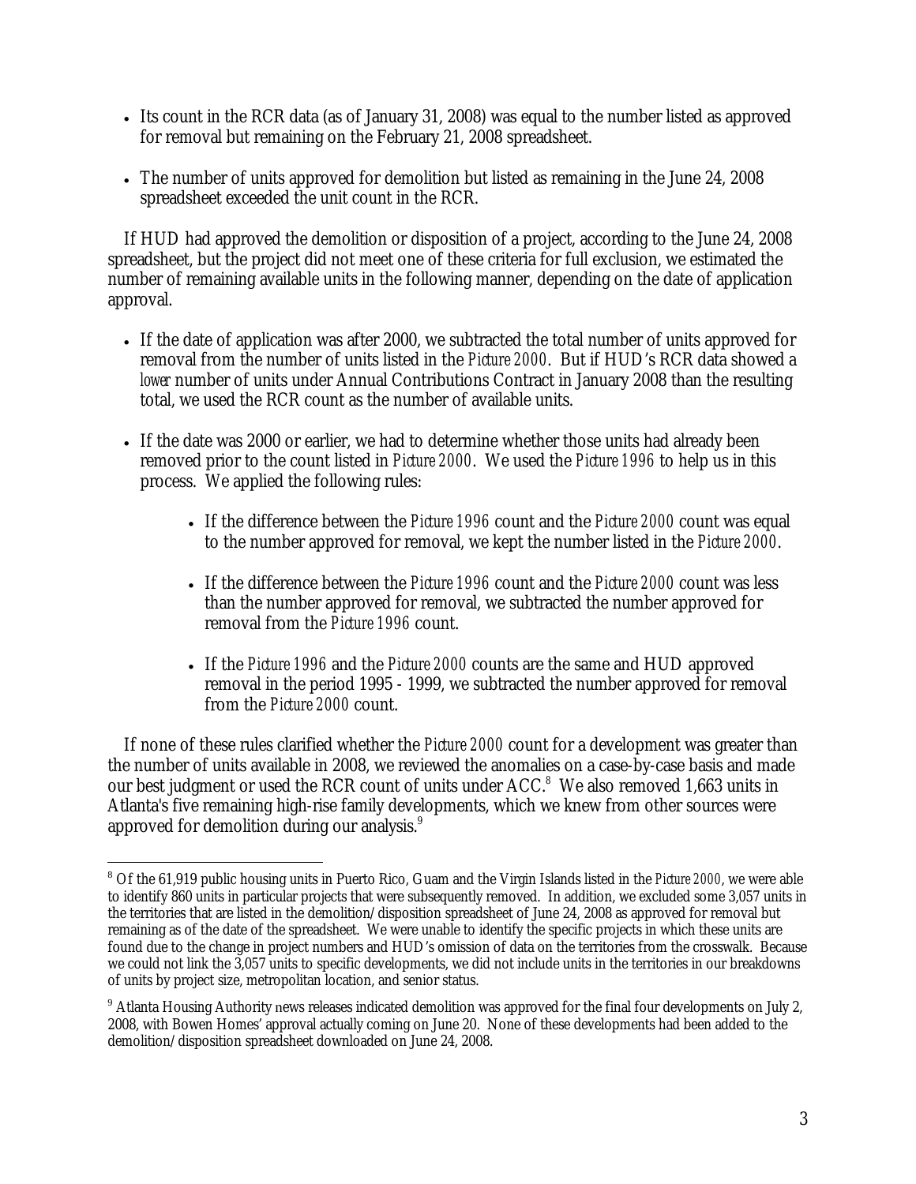- Its count in the RCR data (as of January 31, 2008) was equal to the number listed as approved for removal but remaining on the February 21, 2008 spreadsheet.

- The number of units approved for demolition but listed as remaining in the June 24, 2008 spreadsheet exceeded the unit count in the RCR.

If HUD had approved the demolition or disposition of a project, according to the June 24, 2008 spreadsheet, but the project did not meet one of these criteria for full exclusion, we estimated the number of remaining available units in the following manner, depending on the date of application approval.

- If the date of application was after 2000, we subtracted the total number of units approved for removal from the number of units listed in the *Picture 2000*. But if HUD's RCR data showed a *lower* number of units under Annual Contributions Contract in January 2008 than the resulting total, we used the RCR count as the number of available units.

- If the date was 2000 or earlier, we had to determine whether those units had already been removed prior to the count listed in *Picture 2000*. We used the *Picture 1996* to help us in this process. We applied the following rules:

  - If the difference between the *Picture 1996* count and the *Picture 2000* count was equal to the number approved for removal, we kept the number listed in the *Picture 2000*.

  - If the difference between the *Picture 1996* count and the *Picture 2000* count was less than the number approved for removal, we subtracted the number approved for removal from the *Picture 1996* count.

  - If the *Picture 1996* and the *Picture 2000* counts are the same and HUD approved removal in the period 1995 - 1999, we subtracted the number approved for removal from the *Picture 2000* count.

If none of these rules clarified whether the *Picture 2000* count for a development was greater than the number of units available in 2008, we reviewed the anomalies on a case-by-case basis and made our best judgment or used the RCR count of units under ACC.[8] We also removed 1,663 units in Atlanta's five remaining high-rise family developments, which we knew from other sources were approved for demolition during our analysis.[9]

---

[8] Of the 61,919 public housing units in Puerto Rico, Guam and the Virgin Islands listed in the *Picture 2000*, we were able to identify 860 units in particular projects that were subsequently removed. In addition, we excluded some 3,057 units in the territories that are listed in the demolition/disposition spreadsheet of June 24, 2008 as approved for removal but remaining as of the date of the spreadsheet. We were unable to identify the specific projects in which these units are found due to the change in project numbers and HUD's omission of data on the territories from the crosswalk. Because we could not link the 3,057 units to specific developments, we did not include units in the territories in our breakdowns of units by project size, metropolitan location, and senior status.

[9] Atlanta Housing Authority news releases indicated demolition was approved for the final four developments on July 2, 2008, with Bowen Homes' approval actually coming on June 20. None of these developments had been added to the demolition/disposition spreadsheet downloaded on June 24, 2008.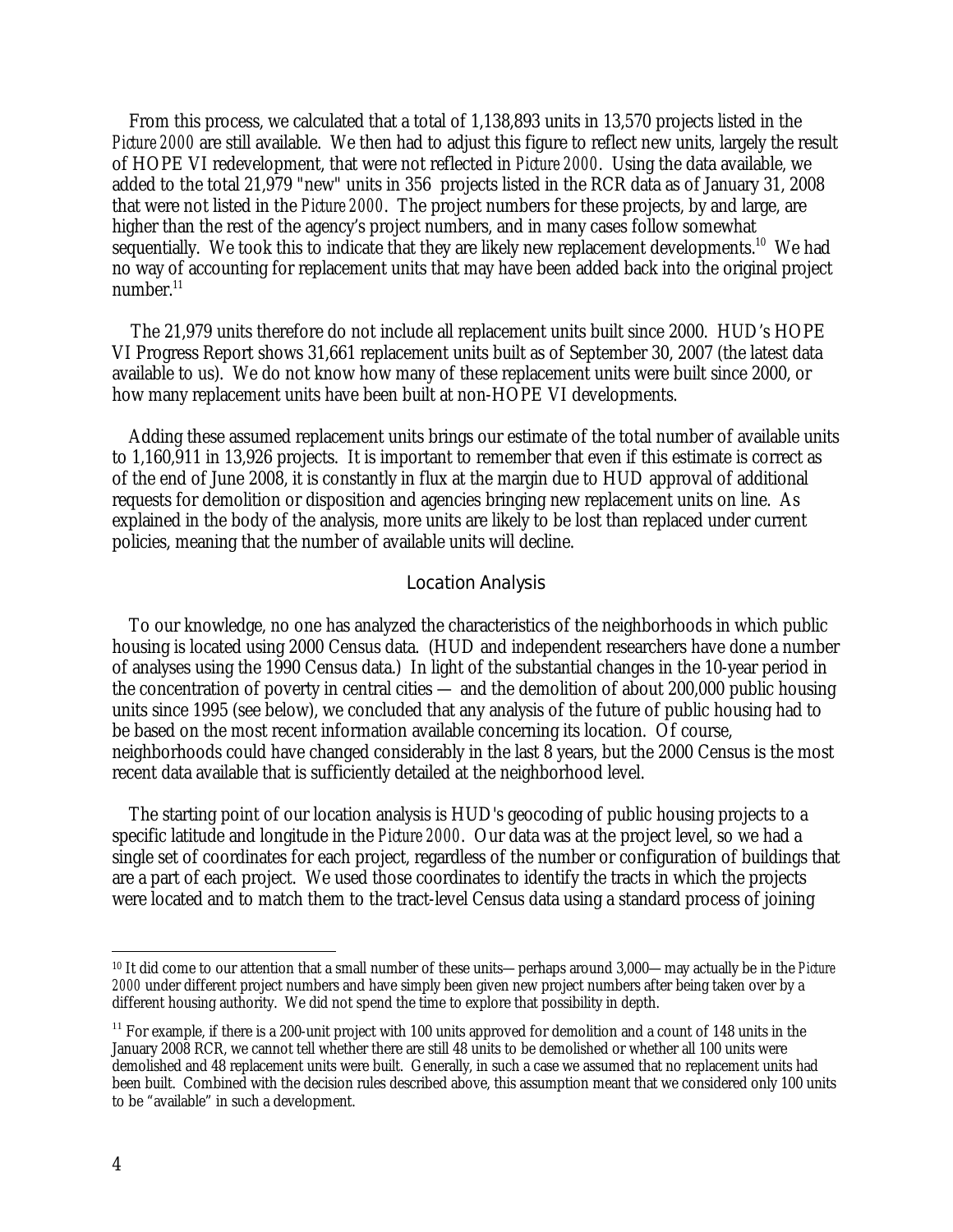From this process, we calculated that a total of 1,138,893 units in 13,570 projects listed in the *Picture 2000* are still available. We then had to adjust this figure to reflect new units, largely the result of HOPE VI redevelopment, that were not reflected in *Picture 2000*. Using the data available, we added to the total 21,979 "new" units in 356 projects listed in the RCR data as of January 31, 2008 that were not listed in the *Picture 2000*. The project numbers for these projects, by and large, are higher than the rest of the agency's project numbers, and in many cases follow somewhat sequentially. We took this to indicate that they are likely new replacement developments.[10] We had no way of accounting for replacement units that may have been added back into the original project number.[11]

The 21,979 units therefore do not include all replacement units built since 2000. HUD's HOPE VI Progress Report shows 31,661 replacement units built as of September 30, 2007 (the latest data available to us). We do not know how many of these replacement units were built since 2000, or how many replacement units have been built at non-HOPE VI developments.

Adding these assumed replacement units brings our estimate of the total number of available units to 1,160,911 in 13,926 projects. It is important to remember that even if this estimate is correct as of the end of June 2008, it is constantly in flux at the margin due to HUD approval of additional requests for demolition or disposition and agencies bringing new replacement units on line. As explained in the body of the analysis, more units are likely to be lost than replaced under current policies, meaning that the number of available units will decline.

## Location Analysis

To our knowledge, no one has analyzed the characteristics of the neighborhoods in which public housing is located using 2000 Census data. (HUD and independent researchers have done a number of analyses using the 1990 Census data.) In light of the substantial changes in the 10-year period in the concentration of poverty in central cities — and the demolition of about 200,000 public housing units since 1995 (see below), we concluded that any analysis of the future of public housing had to be based on the most recent information available concerning its location. Of course, neighborhoods could have changed considerably in the last 8 years, but the 2000 Census is the most recent data available that is sufficiently detailed at the neighborhood level.

The starting point of our location analysis is HUD's geocoding of public housing projects to a specific latitude and longitude in the *Picture 2000*. Our data was at the project level, so we had a single set of coordinates for each project, regardless of the number or configuration of buildings that are a part of each project. We used those coordinates to identify the tracts in which the projects were located and to match them to the tract-level Census data using a standard process of joining

---

[10] It did come to our attention that a small number of these units— perhaps around 3,000— may actually be in the *Picture 2000* under different project numbers and have simply been given new project numbers after being taken over by a different housing authority. We did not spend the time to explore that possibility in depth.

[11] For example, if there is a 200-unit project with 100 units approved for demolition and a count of 148 units in the January 2008 RCR, we cannot tell whether there are still 48 units to be demolished or whether all 100 units were demolished and 48 replacement units were built. Generally, in such a case we assumed that no replacement units had been built. Combined with the decision rules described above, this assumption meant that we considered only 100 units to be "available" in such a development.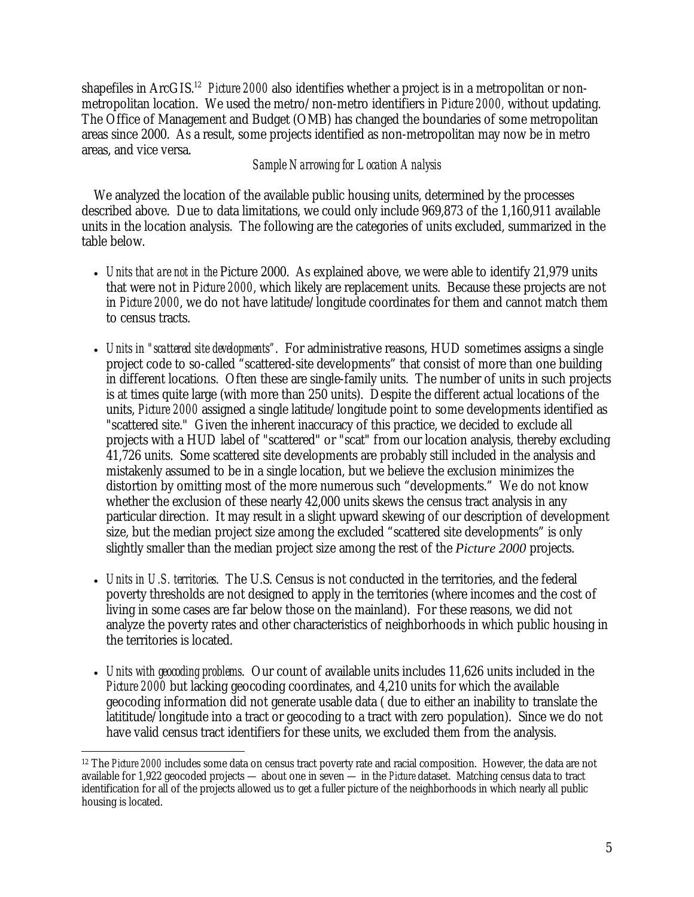shapefiles in ArcGIS.[12] *Picture 2000* also identifies whether a project is in a metropolitan or non-metropolitan location. We used the metro/non-metro identifiers in *Picture 2000,* without updating. The Office of Management and Budget (OMB) has changed the boundaries of some metropolitan areas since 2000. As a result, some projects identified as non-metropolitan may now be in metro areas, and vice versa.

*Sample Narrowing for Location Analysis*

We analyzed the location of the available public housing units, determined by the processes described above. Due to data limitations, we could only include 969,873 of the 1,160,911 available units in the location analysis. The following are the categories of units excluded, summarized in the table below.

- *Units that are not in the* Picture 2000. As explained above, we were able to identify 21,979 units that were not in *Picture 2000*, which likely are replacement units. Because these projects are not in *Picture 2000*, we do not have latitude/longitude coordinates for them and cannot match them to census tracts.
- *Units in "scattered site developments"*. For administrative reasons, HUD sometimes assigns a single project code to so-called "scattered-site developments" that consist of more than one building in different locations. Often these are single-family units. The number of units in such projects is at times quite large (with more than 250 units). Despite the different actual locations of the units, *Picture 2000* assigned a single latitude/longitude point to some developments identified as "scattered site." Given the inherent inaccuracy of this practice, we decided to exclude all projects with a HUD label of "scattered" or "scat" from our location analysis, thereby excluding 41,726 units. Some scattered site developments are probably still included in the analysis and mistakenly assumed to be in a single location, but we believe the exclusion minimizes the distortion by omitting most of the more numerous such "developments." We do not know whether the exclusion of these nearly 42,000 units skews the census tract analysis in any particular direction. It may result in a slight upward skewing of our description of development size, but the median project size among the excluded "scattered site developments" is only slightly smaller than the median project size among the rest of the *Picture 2000* projects.
- *Units in U.S. territories*. The U.S. Census is not conducted in the territories, and the federal poverty thresholds are not designed to apply in the territories (where incomes and the cost of living in some cases are far below those on the mainland). For these reasons, we did not analyze the poverty rates and other characteristics of neighborhoods in which public housing in the territories is located.
- *Units with geocoding problems*. Our count of available units includes 11,626 units included in the *Picture 2000* but lacking geocoding coordinates, and 4,210 units for which the available geocoding information did not generate usable data ( due to either an inability to translate the latititude/longitude into a tract or geocoding to a tract with zero population). Since we do not have valid census tract identifiers for these units, we excluded them from the analysis.

[12] The *Picture 2000* includes some data on census tract poverty rate and racial composition. However, the data are not available for 1,922 geocoded projects — about one in seven — in the *Picture* dataset. Matching census data to tract identification for all of the projects allowed us to get a fuller picture of the neighborhoods in which nearly all public housing is located.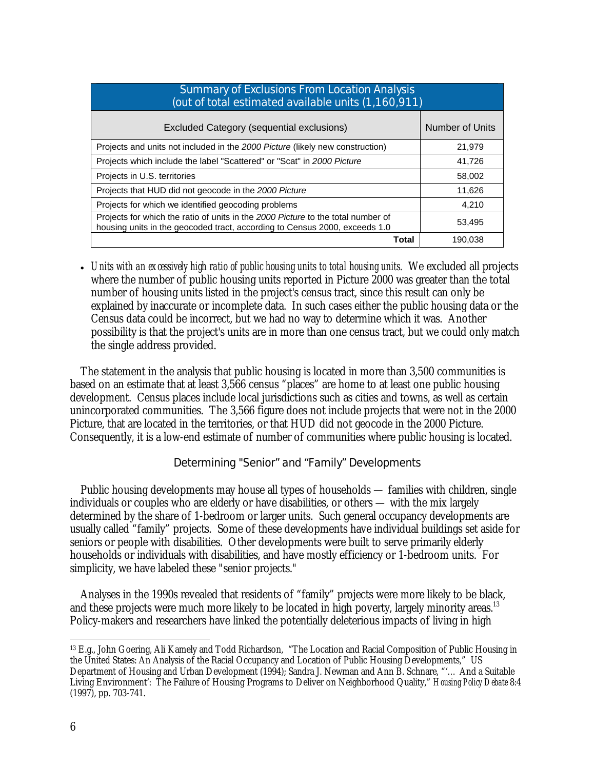| Summary of Exclusions From Location Analysis (out of total estimated available units (1,160,911)) | |
|---|---|
| Excluded Category (sequential exclusions) | Number of Units |
| Projects and units not included in the *2000 Picture* (likely new construction) | 21,979 |
| Projects which include the label "Scattered" or "Scat" in *2000 Picture* | 41,726 |
| Projects in U.S. territories | 58,002 |
| Projects that HUD did not geocode in the *2000 Picture* | 11,626 |
| Projects for which we identified geocoding problems | 4,210 |
| Projects for which the ratio of units in the *2000 Picture* to the total number of housing units in the geocoded tract, according to Census 2000, exceeds 1.0 | 53,495 |
| **Total** | 190,038 |

- *Units with an excessively high ratio of public housing units to total housing units.* We excluded all projects where the number of public housing units reported in Picture 2000 was greater than the total number of housing units listed in the project's census tract, since this result can only be explained by inaccurate or incomplete data. In such cases either the public housing data or the Census data could be incorrect, but we had no way to determine which it was. Another possibility is that the project's units are in more than one census tract, but we could only match the single address provided.

The statement in the analysis that public housing is located in more than 3,500 communities is based on an estimate that at least 3,566 census "places" are home to at least one public housing development. Census places include local jurisdictions such as cities and towns, as well as certain unincorporated communities. The 3,566 figure does not include projects that were not in the 2000 Picture, that are located in the territories, or that HUD did not geocode in the 2000 Picture. Consequently, it is a low-end estimate of number of communities where public housing is located.

### Determining "Senior" and "Family" Developments

Public housing developments may house all types of households — families with children, single individuals or couples who are elderly or have disabilities, or others — with the mix largely determined by the share of 1-bedroom or larger units. Such general occupancy developments are usually called "family" projects. Some of these developments have individual buildings set aside for seniors or people with disabilities. Other developments were built to serve primarily elderly households or individuals with disabilities, and have mostly efficiency or 1-bedroom units. For simplicity, we have labeled these "senior projects."

Analyses in the 1990s revealed that residents of "family" projects were more likely to be black, and these projects were much more likely to be located in high poverty, largely minority areas.[13] Policy-makers and researchers have linked the potentially deleterious impacts of living in high

---

[13] E.g., John Goering, Ali Kamely and Todd Richardson, "The Location and Racial Composition of Public Housing in the United States: An Analysis of the Racial Occupancy and Location of Public Housing Developments," US Department of Housing and Urban Development (1994); Sandra J. Newman and Ann B. Schnare, "'… And a Suitable Living Environment': The Failure of Housing Programs to Deliver on Neighborhood Quality," *Housing Policy Debate* 8:4 (1997), pp. 703-741.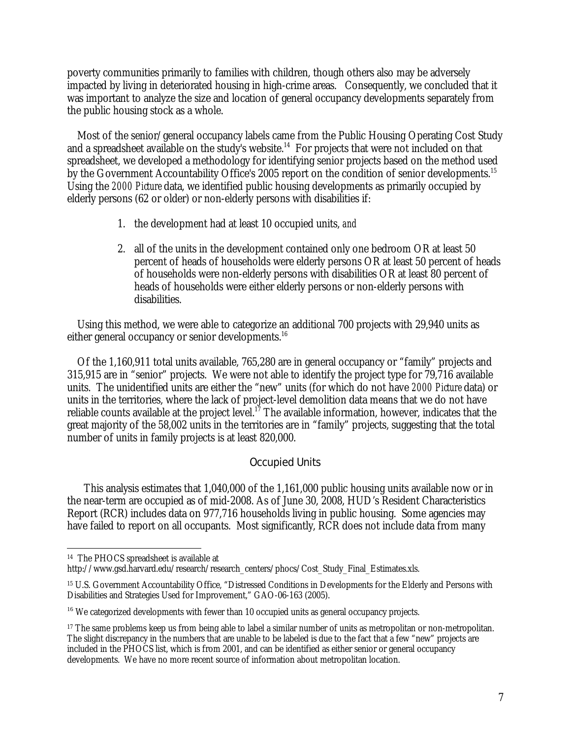poverty communities primarily to families with children, though others also may be adversely impacted by living in deteriorated housing in high-crime areas. Consequently, we concluded that it was important to analyze the size and location of general occupancy developments separately from the public housing stock as a whole.

Most of the senior/general occupancy labels came from the Public Housing Operating Cost Study and a spreadsheet available on the study's website.[14] For projects that were not included on that spreadsheet, we developed a methodology for identifying senior projects based on the method used by the Government Accountability Office's 2005 report on the condition of senior developments.[15] Using the *2000 Picture* data, we identified public housing developments as primarily occupied by elderly persons (62 or older) or non-elderly persons with disabilities if:

1. the development had at least 10 occupied units, *and*
2. all of the units in the development contained only one bedroom OR at least 50 percent of heads of households were elderly persons OR at least 50 percent of heads of households were non-elderly persons with disabilities OR at least 80 percent of heads of households were either elderly persons or non-elderly persons with disabilities.

Using this method, we were able to categorize an additional 700 projects with 29,940 units as either general occupancy or senior developments.[16]

Of the 1,160,911 total units available, 765,280 are in general occupancy or "family" projects and 315,915 are in "senior" projects. We were not able to identify the project type for 79,716 available units. The unidentified units are either the "new" units (for which do not have *2000 Picture* data) or units in the territories, where the lack of project-level demolition data means that we do not have reliable counts available at the project level.[17] The available information, however, indicates that the great majority of the 58,002 units in the territories are in "family" projects, suggesting that the total number of units in family projects is at least 820,000.

## Occupied Units

This analysis estimates that 1,040,000 of the 1,161,000 public housing units available now or in the near-term are occupied as of mid-2008. As of June 30, 2008, HUD's Resident Characteristics Report (RCR) includes data on 977,716 households living in public housing. Some agencies may have failed to report on all occupants. Most significantly, RCR does not include data from many

---

[14] The PHOCS spreadsheet is available at http://www.gsd.harvard.edu/research/research_centers/phocs/Cost_Study_Final_Estimates.xls.

[15] U.S. Government Accountability Office, "Distressed Conditions in Developments for the Elderly and Persons with Disabilities and Strategies Used for Improvement," GAO-06-163 (2005).

[16] We categorized developments with fewer than 10 occupied units as general occupancy projects.

[17] The same problems keep us from being able to label a similar number of units as metropolitan or non-metropolitan. The slight discrepancy in the numbers that are unable to be labeled is due to the fact that a few "new" projects are included in the PHOCS list, which is from 2001, and can be identified as either senior or general occupancy developments. We have no more recent source of information about metropolitan location.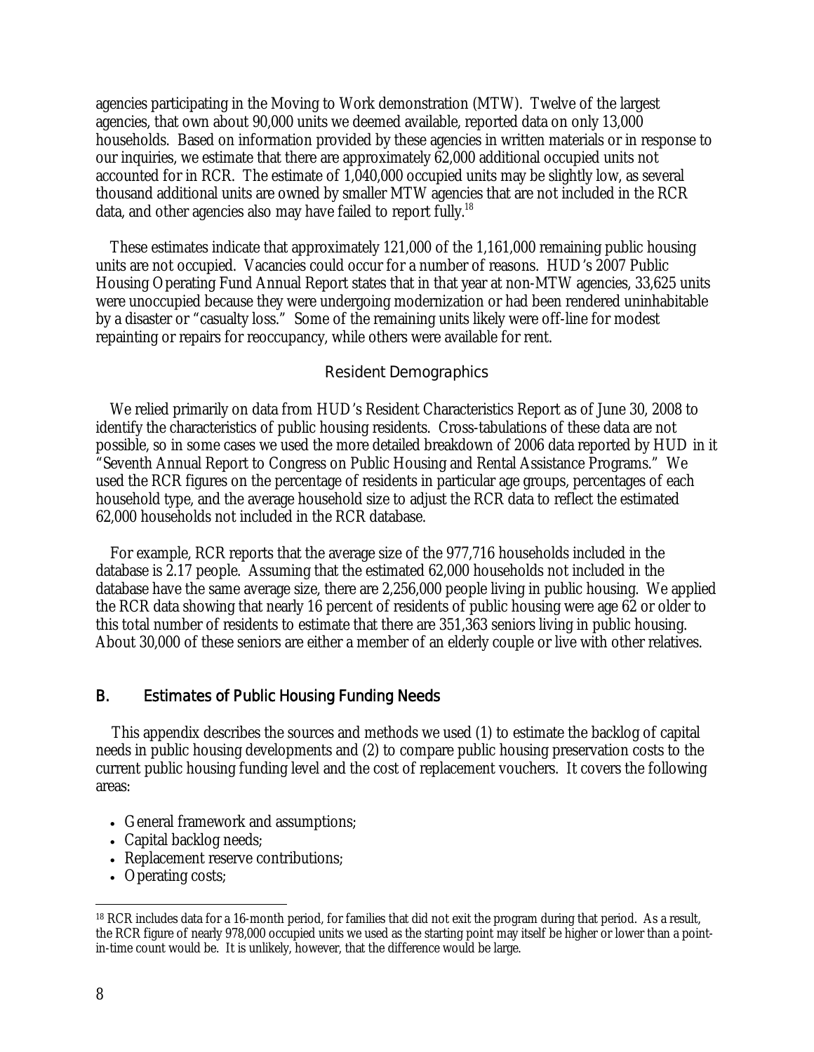agencies participating in the Moving to Work demonstration (MTW). Twelve of the largest agencies, that own about 90,000 units we deemed available, reported data on only 13,000 households. Based on information provided by these agencies in written materials or in response to our inquiries, we estimate that there are approximately 62,000 additional occupied units not accounted for in RCR. The estimate of 1,040,000 occupied units may be slightly low, as several thousand additional units are owned by smaller MTW agencies that are not included in the RCR data, and other agencies also may have failed to report fully.[18]

These estimates indicate that approximately 121,000 of the 1,161,000 remaining public housing units are not occupied. Vacancies could occur for a number of reasons. HUD's 2007 Public Housing Operating Fund Annual Report states that in that year at non-MTW agencies, 33,625 units were unoccupied because they were undergoing modernization or had been rendered uninhabitable by a disaster or "casualty loss." Some of the remaining units likely were off-line for modest repainting or repairs for reoccupancy, while others were available for rent.

### Resident Demographics

We relied primarily on data from HUD's Resident Characteristics Report as of June 30, 2008 to identify the characteristics of public housing residents. Cross-tabulations of these data are not possible, so in some cases we used the more detailed breakdown of 2006 data reported by HUD in it "Seventh Annual Report to Congress on Public Housing and Rental Assistance Programs." We used the RCR figures on the percentage of residents in particular age groups, percentages of each household type, and the average household size to adjust the RCR data to reflect the estimated 62,000 households not included in the RCR database.

For example, RCR reports that the average size of the 977,716 households included in the database is 2.17 people. Assuming that the estimated 62,000 households not included in the database have the same average size, there are 2,256,000 people living in public housing. We applied the RCR data showing that nearly 16 percent of residents of public housing were age 62 or older to this total number of residents to estimate that there are 351,363 seniors living in public housing. About 30,000 of these seniors are either a member of an elderly couple or live with other relatives.

## B. Estimates of Public Housing Funding Needs

This appendix describes the sources and methods we used (1) to estimate the backlog of capital needs in public housing developments and (2) to compare public housing preservation costs to the current public housing funding level and the cost of replacement vouchers. It covers the following areas:

- General framework and assumptions;
- Capital backlog needs;
- Replacement reserve contributions;
- Operating costs;

[18] RCR includes data for a 16-month period, for families that did not exit the program during that period. As a result, the RCR figure of nearly 978,000 occupied units we used as the starting point may itself be higher or lower than a point-in-time count would be. It is unlikely, however, that the difference would be large.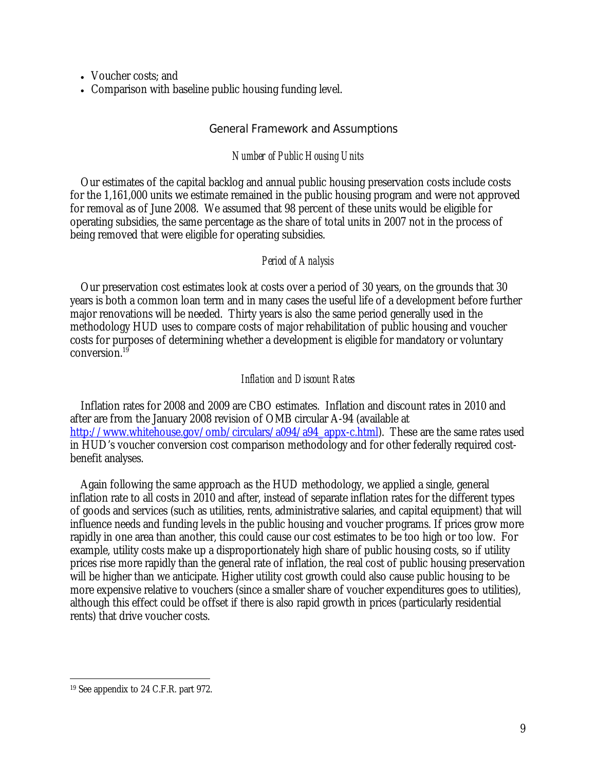- Voucher costs; and
- Comparison with baseline public housing funding level.

## General Framework and Assumptions

### *Number of Public Housing Units*

Our estimates of the capital backlog and annual public housing preservation costs include costs for the 1,161,000 units we estimate remained in the public housing program and were not approved for removal as of June 2008. We assumed that 98 percent of these units would be eligible for operating subsidies, the same percentage as the share of total units in 2007 not in the process of being removed that were eligible for operating subsidies.

### *Period of Analysis*

Our preservation cost estimates look at costs over a period of 30 years, on the grounds that 30 years is both a common loan term and in many cases the useful life of a development before further major renovations will be needed. Thirty years is also the same period generally used in the methodology HUD uses to compare costs of major rehabilitation of public housing and voucher costs for purposes of determining whether a development is eligible for mandatory or voluntary conversion.[19]

### *Inflation and Discount Rates*

Inflation rates for 2008 and 2009 are CBO estimates. Inflation and discount rates in 2010 and after are from the January 2008 revision of OMB circular A-94 (available at http://www.whitehouse.gov/omb/circulars/a094/a94_appx-c.html). These are the same rates used in HUD's voucher conversion cost comparison methodology and for other federally required cost-benefit analyses.

Again following the same approach as the HUD methodology, we applied a single, general inflation rate to all costs in 2010 and after, instead of separate inflation rates for the different types of goods and services (such as utilities, rents, administrative salaries, and capital equipment) that will influence needs and funding levels in the public housing and voucher programs. If prices grow more rapidly in one area than another, this could cause our cost estimates to be too high or too low. For example, utility costs make up a disproportionately high share of public housing costs, so if utility prices rise more rapidly than the general rate of inflation, the real cost of public housing preservation will be higher than we anticipate. Higher utility cost growth could also cause public housing to be more expensive relative to vouchers (since a smaller share of voucher expenditures goes to utilities), although this effect could be offset if there is also rapid growth in prices (particularly residential rents) that drive voucher costs.

[19] See appendix to 24 C.F.R. part 972.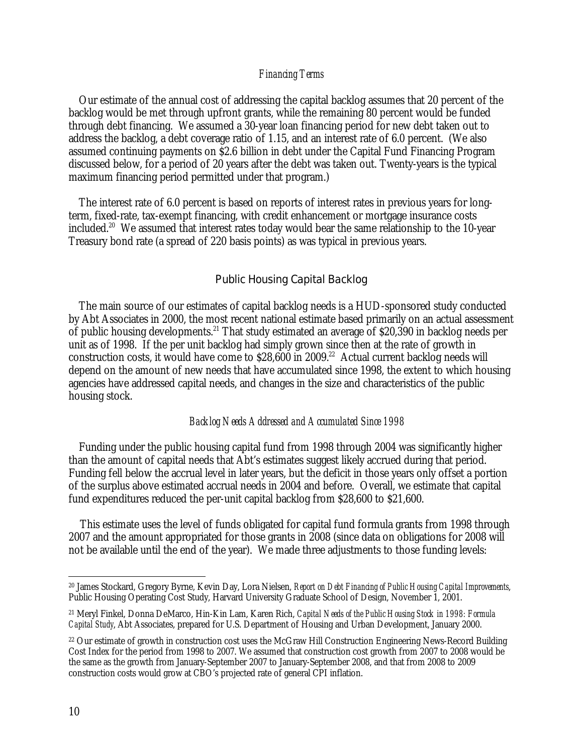### *Financing Terms*

Our estimate of the annual cost of addressing the capital backlog assumes that 20 percent of the backlog would be met through upfront grants, while the remaining 80 percent would be funded through debt financing. We assumed a 30-year loan financing period for new debt taken out to address the backlog, a debt coverage ratio of 1.15, and an interest rate of 6.0 percent. (We also assumed continuing payments on $2.6 billion in debt under the Capital Fund Financing Program discussed below, for a period of 20 years after the debt was taken out. Twenty-years is the typical maximum financing period permitted under that program.)

The interest rate of 6.0 percent is based on reports of interest rates in previous years for long-term, fixed-rate, tax-exempt financing, with credit enhancement or mortgage insurance costs included.[20] We assumed that interest rates today would bear the same relationship to the 10-year Treasury bond rate (a spread of 220 basis points) as was typical in previous years.

## Public Housing Capital Backlog

The main source of our estimates of capital backlog needs is a HUD-sponsored study conducted by Abt Associates in 2000, the most recent national estimate based primarily on an actual assessment of public housing developments.[21] That study estimated an average of $20,390 in backlog needs per unit as of 1998. If the per unit backlog had simply grown since then at the rate of growth in construction costs, it would have come to $28,600 in 2009.[22] Actual current backlog needs will depend on the amount of new needs that have accumulated since 1998, the extent to which housing agencies have addressed capital needs, and changes in the size and characteristics of the public housing stock.

### *Backlog Needs Addressed and Accumulated Since 1998*

Funding under the public housing capital fund from 1998 through 2004 was significantly higher than the amount of capital needs that Abt's estimates suggest likely accrued during that period. Funding fell below the accrual level in later years, but the deficit in those years only offset a portion of the surplus above estimated accrual needs in 2004 and before. Overall, we estimate that capital fund expenditures reduced the per-unit capital backlog from $28,600 to $21,600.

This estimate uses the level of funds obligated for capital fund formula grants from 1998 through 2007 and the amount appropriated for those grants in 2008 (since data on obligations for 2008 will not be available until the end of the year). We made three adjustments to those funding levels:

---

[20] James Stockard, Gregory Byrne, Kevin Day, Lora Nielsen, *Report on Debt Financing of Public Housing Capital Improvements*, Public Housing Operating Cost Study, Harvard University Graduate School of Design, November 1, 2001.

[21] Meryl Finkel, Donna DeMarco, Hin-Kin Lam, Karen Rich, *Capital Needs of the Public Housing Stock in 1998: Formula Capital Study*, Abt Associates, prepared for U.S. Department of Housing and Urban Development, January 2000.

[22] Our estimate of growth in construction cost uses the McGraw Hill Construction Engineering News-Record Building Cost Index for the period from 1998 to 2007. We assumed that construction cost growth from 2007 to 2008 would be the same as the growth from January-September 2007 to January-September 2008, and that from 2008 to 2009 construction costs would grow at CBO's projected rate of general CPI inflation.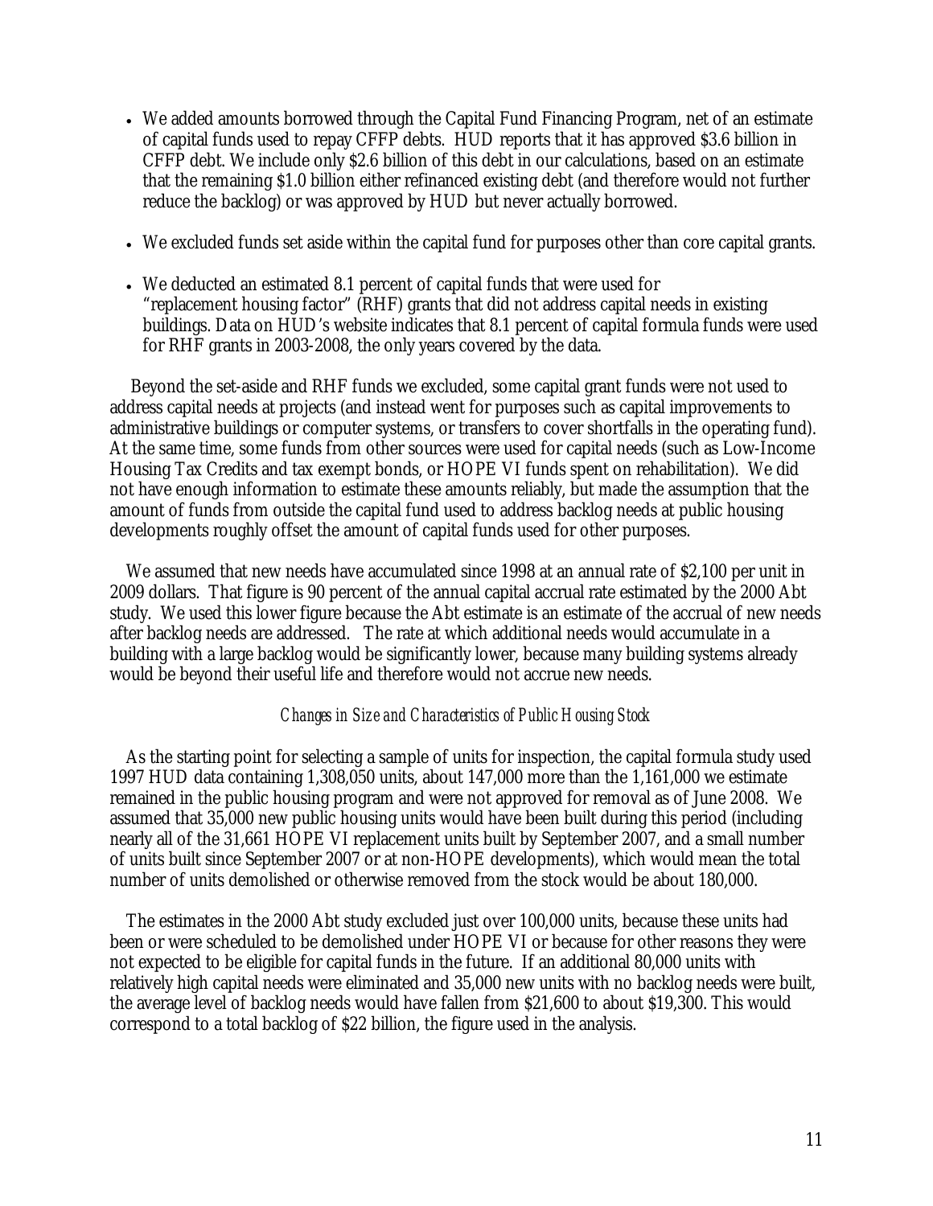- We added amounts borrowed through the Capital Fund Financing Program, net of an estimate of capital funds used to repay CFFP debts. HUD reports that it has approved $3.6 billion in CFFP debt. We include only $2.6 billion of this debt in our calculations, based on an estimate that the remaining $1.0 billion either refinanced existing debt (and therefore would not further reduce the backlog) or was approved by HUD but never actually borrowed.

- We excluded funds set aside within the capital fund for purposes other than core capital grants.

- We deducted an estimated 8.1 percent of capital funds that were used for "replacement housing factor" (RHF) grants that did not address capital needs in existing buildings. Data on HUD's website indicates that 8.1 percent of capital formula funds were used for RHF grants in 2003-2008, the only years covered by the data.

Beyond the set-aside and RHF funds we excluded, some capital grant funds were not used to address capital needs at projects (and instead went for purposes such as capital improvements to administrative buildings or computer systems, or transfers to cover shortfalls in the operating fund). At the same time, some funds from other sources were used for capital needs (such as Low-Income Housing Tax Credits and tax exempt bonds, or HOPE VI funds spent on rehabilitation). We did not have enough information to estimate these amounts reliably, but made the assumption that the amount of funds from outside the capital fund used to address backlog needs at public housing developments roughly offset the amount of capital funds used for other purposes.

We assumed that new needs have accumulated since 1998 at an annual rate of $2,100 per unit in 2009 dollars. That figure is 90 percent of the annual capital accrual rate estimated by the 2000 Abt study. We used this lower figure because the Abt estimate is an estimate of the accrual of new needs after backlog needs are addressed. The rate at which additional needs would accumulate in a building with a large backlog would be significantly lower, because many building systems already would be beyond their useful life and therefore would not accrue new needs.

*Changes in Size and Characteristics of Public Housing Stock*

As the starting point for selecting a sample of units for inspection, the capital formula study used 1997 HUD data containing 1,308,050 units, about 147,000 more than the 1,161,000 we estimate remained in the public housing program and were not approved for removal as of June 2008. We assumed that 35,000 new public housing units would have been built during this period (including nearly all of the 31,661 HOPE VI replacement units built by September 2007, and a small number of units built since September 2007 or at non-HOPE developments), which would mean the total number of units demolished or otherwise removed from the stock would be about 180,000.

The estimates in the 2000 Abt study excluded just over 100,000 units, because these units had been or were scheduled to be demolished under HOPE VI or because for other reasons they were not expected to be eligible for capital funds in the future. If an additional 80,000 units with relatively high capital needs were eliminated and 35,000 new units with no backlog needs were built, the average level of backlog needs would have fallen from $21,600 to about $19,300. This would correspond to a total backlog of $22 billion, the figure used in the analysis.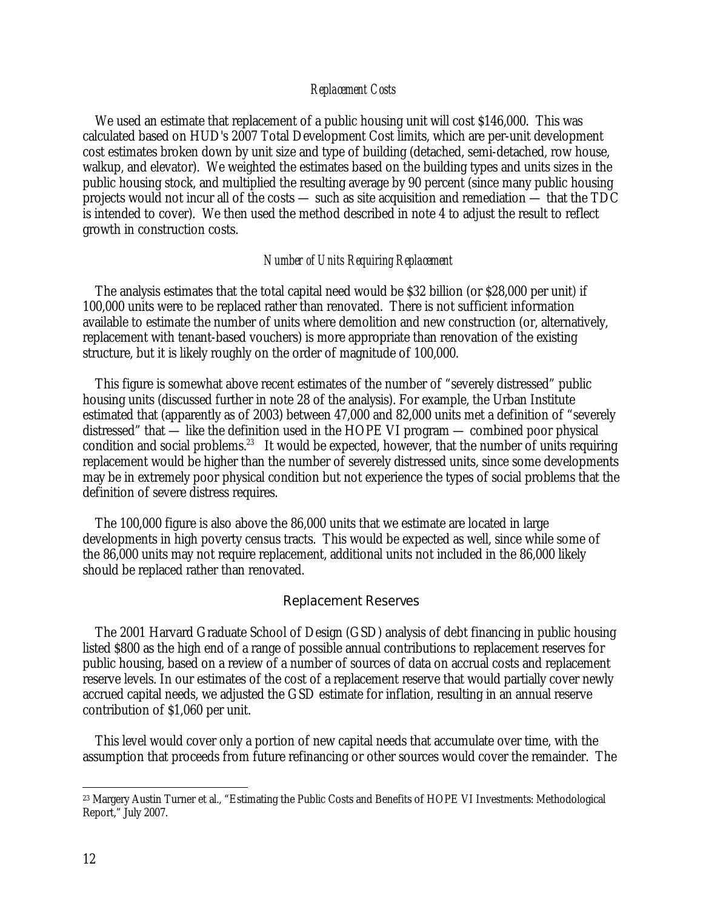*Replacement Costs*

We used an estimate that replacement of a public housing unit will cost $146,000. This was calculated based on HUD's 2007 Total Development Cost limits, which are per-unit development cost estimates broken down by unit size and type of building (detached, semi-detached, row house, walkup, and elevator). We weighted the estimates based on the building types and units sizes in the public housing stock, and multiplied the resulting average by 90 percent (since many public housing projects would not incur all of the costs — such as site acquisition and remediation — that the TDC is intended to cover). We then used the method described in note 4 to adjust the result to reflect growth in construction costs.

*Number of Units Requiring Replacement*

The analysis estimates that the total capital need would be $32 billion (or $28,000 per unit) if 100,000 units were to be replaced rather than renovated. There is not sufficient information available to estimate the number of units where demolition and new construction (or, alternatively, replacement with tenant-based vouchers) is more appropriate than renovation of the existing structure, but it is likely roughly on the order of magnitude of 100,000.

This figure is somewhat above recent estimates of the number of "severely distressed" public housing units (discussed further in note 28 of the analysis). For example, the Urban Institute estimated that (apparently as of 2003) between 47,000 and 82,000 units met a definition of "severely distressed" that — like the definition used in the HOPE VI program — combined poor physical condition and social problems.[23] It would be expected, however, that the number of units requiring replacement would be higher than the number of severely distressed units, since some developments may be in extremely poor physical condition but not experience the types of social problems that the definition of severe distress requires.

The 100,000 figure is also above the 86,000 units that we estimate are located in large developments in high poverty census tracts. This would be expected as well, since while some of the 86,000 units may not require replacement, additional units not included in the 86,000 likely should be replaced rather than renovated.

## Replacement Reserves

The 2001 Harvard Graduate School of Design (GSD) analysis of debt financing in public housing listed $800 as the high end of a range of possible annual contributions to replacement reserves for public housing, based on a review of a number of sources of data on accrual costs and replacement reserve levels. In our estimates of the cost of a replacement reserve that would partially cover newly accrued capital needs, we adjusted the GSD estimate for inflation, resulting in an annual reserve contribution of $1,060 per unit.

This level would cover only a portion of new capital needs that accumulate over time, with the assumption that proceeds from future refinancing or other sources would cover the remainder. The

[23] Margery Austin Turner et al., "Estimating the Public Costs and Benefits of HOPE VI Investments: Methodological Report," July 2007.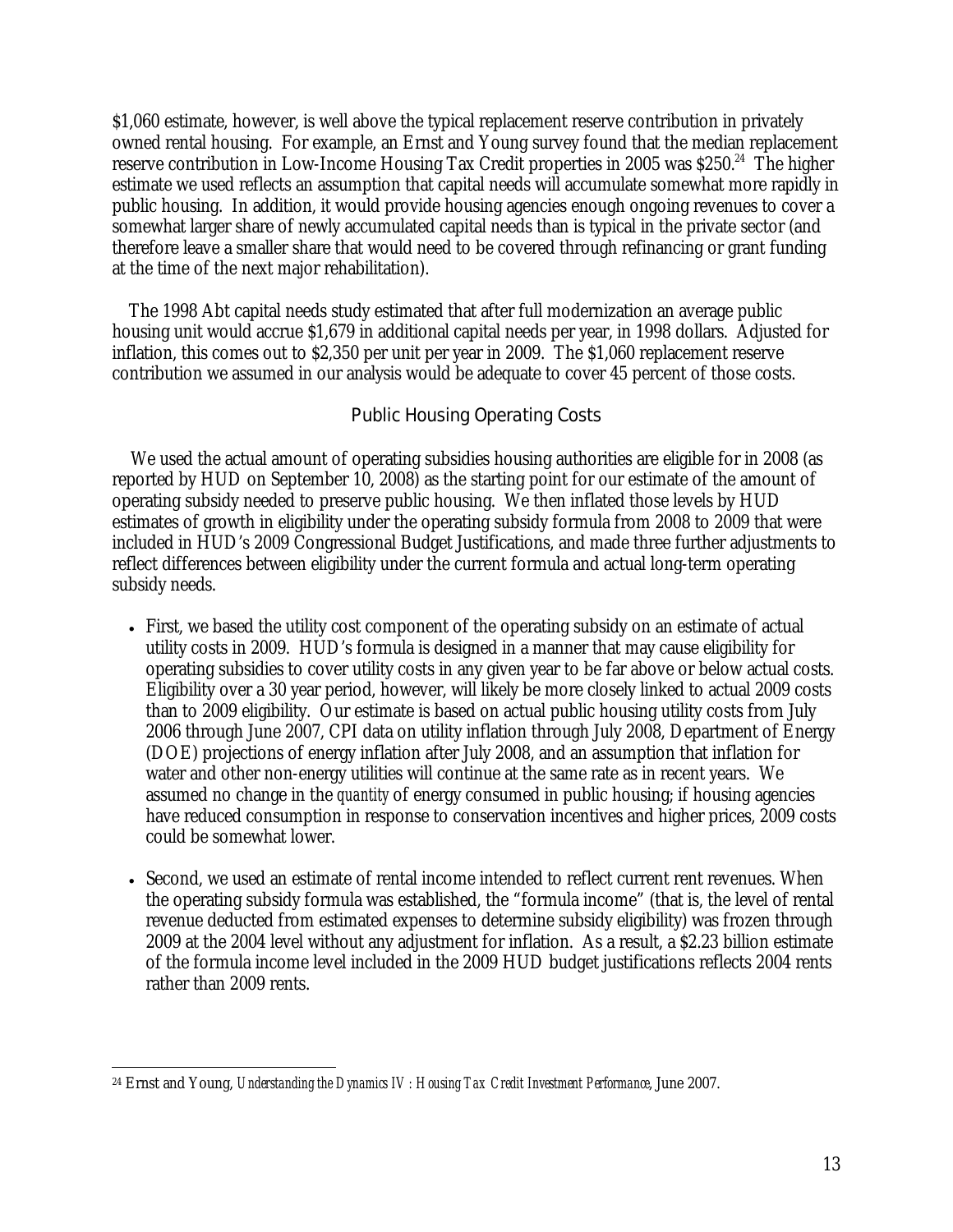$1,060 estimate, however, is well above the typical replacement reserve contribution in privately owned rental housing. For example, an Ernst and Young survey found that the median replacement reserve contribution in Low-Income Housing Tax Credit properties in 2005 was $250.[24] The higher estimate we used reflects an assumption that capital needs will accumulate somewhat more rapidly in public housing. In addition, it would provide housing agencies enough ongoing revenues to cover a somewhat larger share of newly accumulated capital needs than is typical in the private sector (and therefore leave a smaller share that would need to be covered through refinancing or grant funding at the time of the next major rehabilitation).

The 1998 Abt capital needs study estimated that after full modernization an average public housing unit would accrue $1,679 in additional capital needs per year, in 1998 dollars. Adjusted for inflation, this comes out to $2,350 per unit per year in 2009. The $1,060 replacement reserve contribution we assumed in our analysis would be adequate to cover 45 percent of those costs.

### Public Housing Operating Costs

We used the actual amount of operating subsidies housing authorities are eligible for in 2008 (as reported by HUD on September 10, 2008) as the starting point for our estimate of the amount of operating subsidy needed to preserve public housing. We then inflated those levels by HUD estimates of growth in eligibility under the operating subsidy formula from 2008 to 2009 that were included in HUD's 2009 Congressional Budget Justifications, and made three further adjustments to reflect differences between eligibility under the current formula and actual long-term operating subsidy needs.

- First, we based the utility cost component of the operating subsidy on an estimate of actual utility costs in 2009. HUD's formula is designed in a manner that may cause eligibility for operating subsidies to cover utility costs in any given year to be far above or below actual costs. Eligibility over a 30 year period, however, will likely be more closely linked to actual 2009 costs than to 2009 eligibility. Our estimate is based on actual public housing utility costs from July 2006 through June 2007, CPI data on utility inflation through July 2008, Department of Energy (DOE) projections of energy inflation after July 2008, and an assumption that inflation for water and other non-energy utilities will continue at the same rate as in recent years. We assumed no change in the *quantity* of energy consumed in public housing; if housing agencies have reduced consumption in response to conservation incentives and higher prices, 2009 costs could be somewhat lower.

- Second, we used an estimate of rental income intended to reflect current rent revenues. When the operating subsidy formula was established, the "formula income" (that is, the level of rental revenue deducted from estimated expenses to determine subsidy eligibility) was frozen through 2009 at the 2004 level without any adjustment for inflation. As a result, a $2.23 billion estimate of the formula income level included in the 2009 HUD budget justifications reflects 2004 rents rather than 2009 rents.

---

[24] Ernst and Young, *Understanding the Dynamics IV: Housing Tax Credit Investment Performance*, June 2007.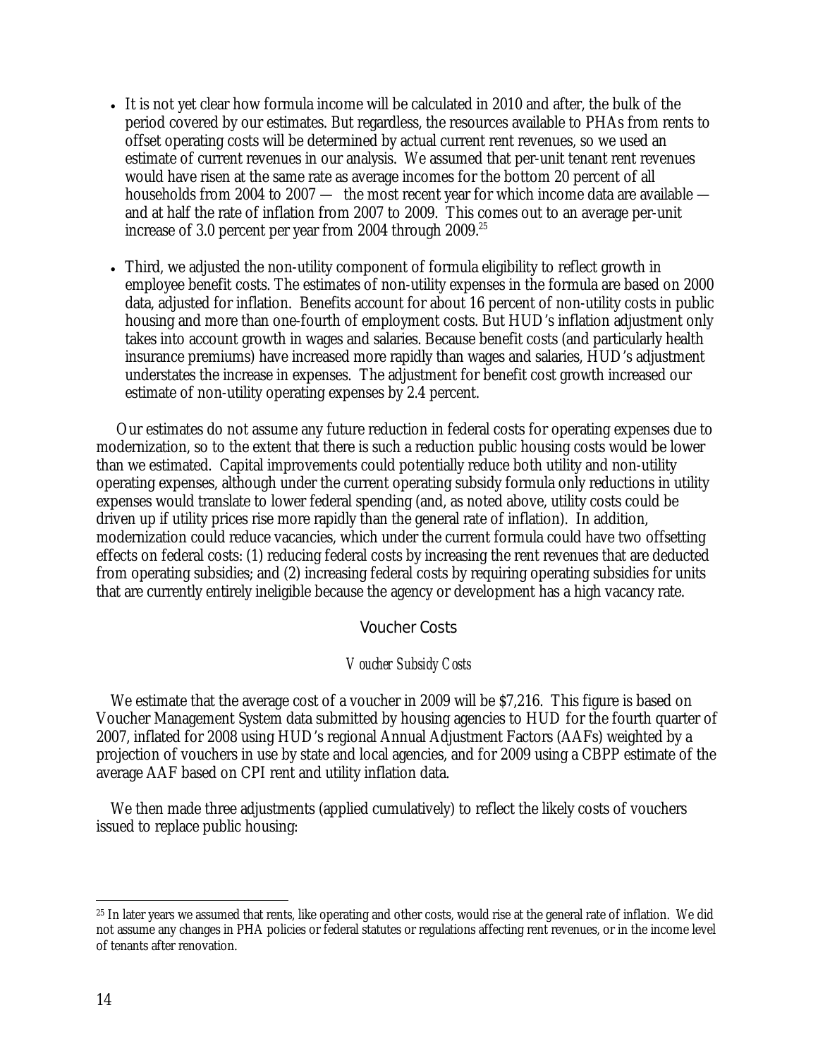- It is not yet clear how formula income will be calculated in 2010 and after, the bulk of the period covered by our estimates. But regardless, the resources available to PHAs from rents to offset operating costs will be determined by actual current rent revenues, so we used an estimate of current revenues in our analysis. We assumed that per-unit tenant rent revenues would have risen at the same rate as average incomes for the bottom 20 percent of all households from 2004 to 2007 — the most recent year for which income data are available — and at half the rate of inflation from 2007 to 2009. This comes out to an average per-unit increase of 3.0 percent per year from 2004 through 2009.[25]

- Third, we adjusted the non-utility component of formula eligibility to reflect growth in employee benefit costs. The estimates of non-utility expenses in the formula are based on 2000 data, adjusted for inflation. Benefits account for about 16 percent of non-utility costs in public housing and more than one-fourth of employment costs. But HUD's inflation adjustment only takes into account growth in wages and salaries. Because benefit costs (and particularly health insurance premiums) have increased more rapidly than wages and salaries, HUD's adjustment understates the increase in expenses. The adjustment for benefit cost growth increased our estimate of non-utility operating expenses by 2.4 percent.

Our estimates do not assume any future reduction in federal costs for operating expenses due to modernization, so to the extent that there is such a reduction public housing costs would be lower than we estimated. Capital improvements could potentially reduce both utility and non-utility operating expenses, although under the current operating subsidy formula only reductions in utility expenses would translate to lower federal spending (and, as noted above, utility costs could be driven up if utility prices rise more rapidly than the general rate of inflation). In addition, modernization could reduce vacancies, which under the current formula could have two offsetting effects on federal costs: (1) reducing federal costs by increasing the rent revenues that are deducted from operating subsidies; and (2) increasing federal costs by requiring operating subsidies for units that are currently entirely ineligible because the agency or development has a high vacancy rate.

## Voucher Costs

### *Voucher Subsidy Costs*

We estimate that the average cost of a voucher in 2009 will be $7,216. This figure is based on Voucher Management System data submitted by housing agencies to HUD for the fourth quarter of 2007, inflated for 2008 using HUD's regional Annual Adjustment Factors (AAFs) weighted by a projection of vouchers in use by state and local agencies, and for 2009 using a CBPP estimate of the average AAF based on CPI rent and utility inflation data.

We then made three adjustments (applied cumulatively) to reflect the likely costs of vouchers issued to replace public housing:

---

[25] In later years we assumed that rents, like operating and other costs, would rise at the general rate of inflation. We did not assume any changes in PHA policies or federal statutes or regulations affecting rent revenues, or in the income level of tenants after renovation.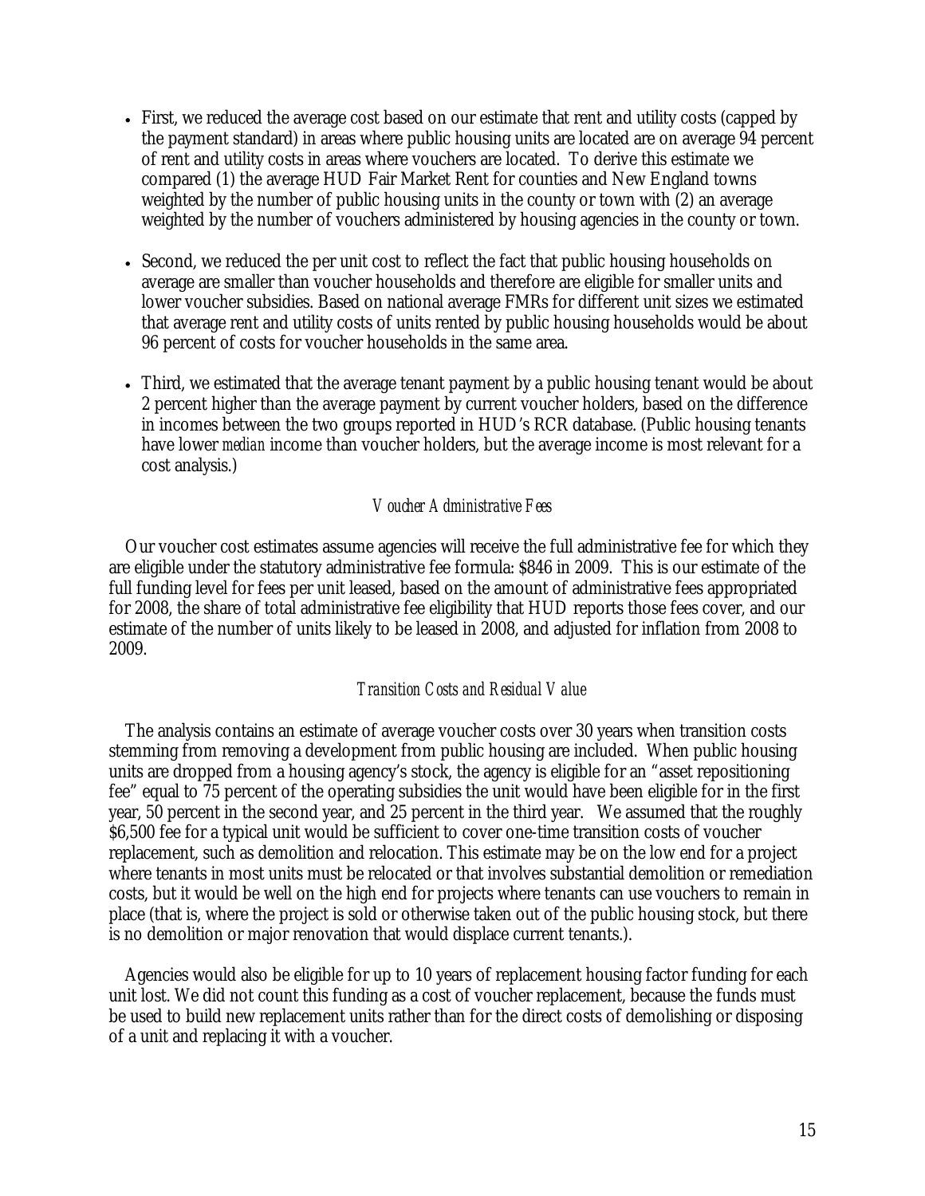- First, we reduced the average cost based on our estimate that rent and utility costs (capped by the payment standard) in areas where public housing units are located are on average 94 percent of rent and utility costs in areas where vouchers are located. To derive this estimate we compared (1) the average HUD Fair Market Rent for counties and New England towns weighted by the number of public housing units in the county or town with (2) an average weighted by the number of vouchers administered by housing agencies in the county or town.
- Second, we reduced the per unit cost to reflect the fact that public housing households on average are smaller than voucher households and therefore are eligible for smaller units and lower voucher subsidies. Based on national average FMRs for different unit sizes we estimated that average rent and utility costs of units rented by public housing households would be about 96 percent of costs for voucher households in the same area.
- Third, we estimated that the average tenant payment by a public housing tenant would be about 2 percent higher than the average payment by current voucher holders, based on the difference in incomes between the two groups reported in HUD's RCR database. (Public housing tenants have lower *median* income than voucher holders, but the average income is most relevant for a cost analysis.)

*Voucher Administrative Fees*

Our voucher cost estimates assume agencies will receive the full administrative fee for which they are eligible under the statutory administrative fee formula: $846 in 2009. This is our estimate of the full funding level for fees per unit leased, based on the amount of administrative fees appropriated for 2008, the share of total administrative fee eligibility that HUD reports those fees cover, and our estimate of the number of units likely to be leased in 2008, and adjusted for inflation from 2008 to 2009.

*Transition Costs and Residual Value*

The analysis contains an estimate of average voucher costs over 30 years when transition costs stemming from removing a development from public housing are included. When public housing units are dropped from a housing agency's stock, the agency is eligible for an "asset repositioning fee" equal to 75 percent of the operating subsidies the unit would have been eligible for in the first year, 50 percent in the second year, and 25 percent in the third year. We assumed that the roughly $6,500 fee for a typical unit would be sufficient to cover one-time transition costs of voucher replacement, such as demolition and relocation. This estimate may be on the low end for a project where tenants in most units must be relocated or that involves substantial demolition or remediation costs, but it would be well on the high end for projects where tenants can use vouchers to remain in place (that is, where the project is sold or otherwise taken out of the public housing stock, but there is no demolition or major renovation that would displace current tenants.).

Agencies would also be eligible for up to 10 years of replacement housing factor funding for each unit lost. We did not count this funding as a cost of voucher replacement, because the funds must be used to build new replacement units rather than for the direct costs of demolishing or disposing of a unit and replacing it with a voucher.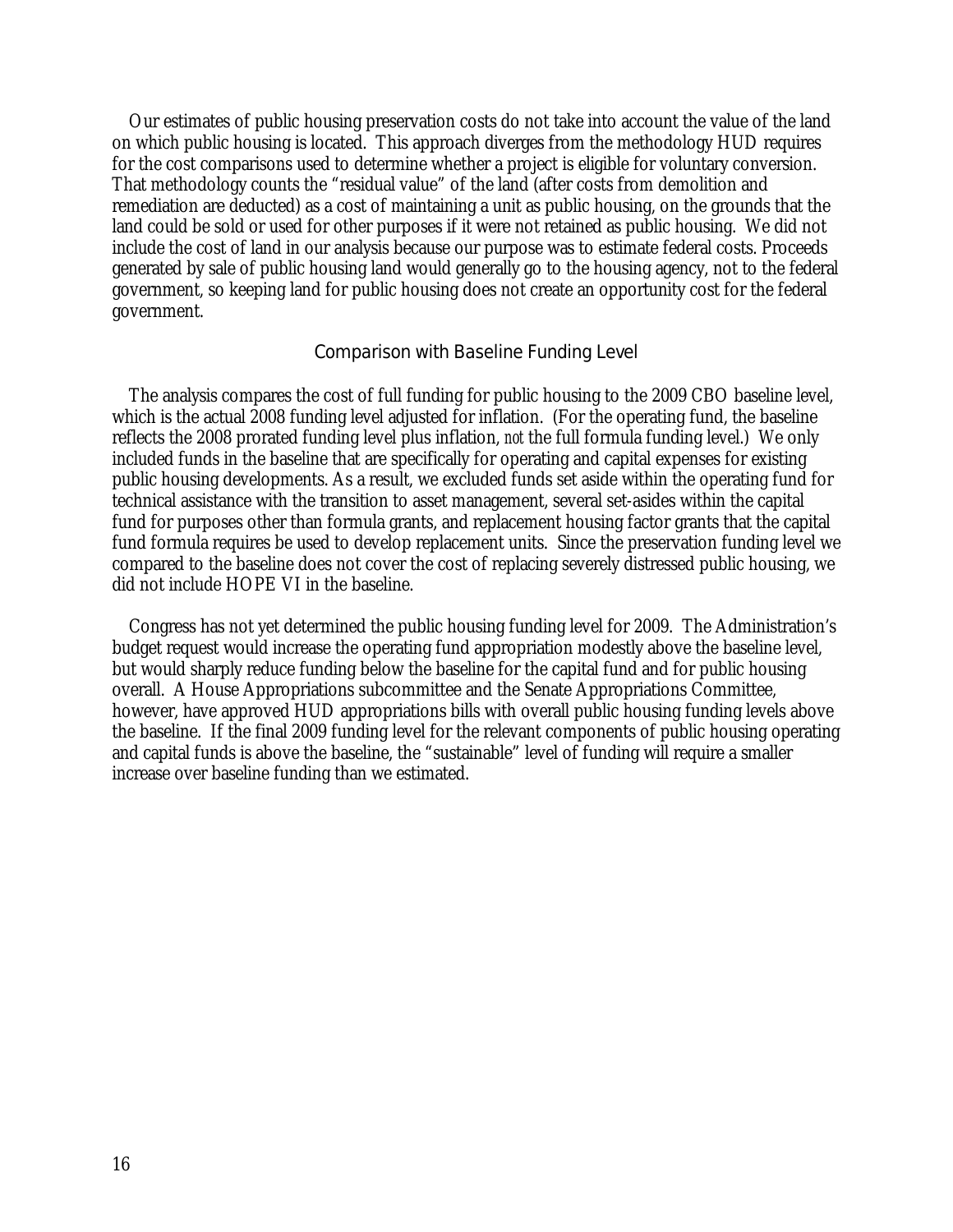Our estimates of public housing preservation costs do not take into account the value of the land on which public housing is located. This approach diverges from the methodology HUD requires for the cost comparisons used to determine whether a project is eligible for voluntary conversion. That methodology counts the "residual value" of the land (after costs from demolition and remediation are deducted) as a cost of maintaining a unit as public housing, on the grounds that the land could be sold or used for other purposes if it were not retained as public housing. We did not include the cost of land in our analysis because our purpose was to estimate federal costs. Proceeds generated by sale of public housing land would generally go to the housing agency, not to the federal government, so keeping land for public housing does not create an opportunity cost for the federal government.

### Comparison with Baseline Funding Level

The analysis compares the cost of full funding for public housing to the 2009 CBO baseline level, which is the actual 2008 funding level adjusted for inflation. (For the operating fund, the baseline reflects the 2008 prorated funding level plus inflation, *not* the full formula funding level.) We only included funds in the baseline that are specifically for operating and capital expenses for existing public housing developments. As a result, we excluded funds set aside within the operating fund for technical assistance with the transition to asset management, several set-asides within the capital fund for purposes other than formula grants, and replacement housing factor grants that the capital fund formula requires be used to develop replacement units. Since the preservation funding level we compared to the baseline does not cover the cost of replacing severely distressed public housing, we did not include HOPE VI in the baseline.

Congress has not yet determined the public housing funding level for 2009. The Administration's budget request would increase the operating fund appropriation modestly above the baseline level, but would sharply reduce funding below the baseline for the capital fund and for public housing overall. A House Appropriations subcommittee and the Senate Appropriations Committee, however, have approved HUD appropriations bills with overall public housing funding levels above the baseline. If the final 2009 funding level for the relevant components of public housing operating and capital funds is above the baseline, the "sustainable" level of funding will require a smaller increase over baseline funding than we estimated.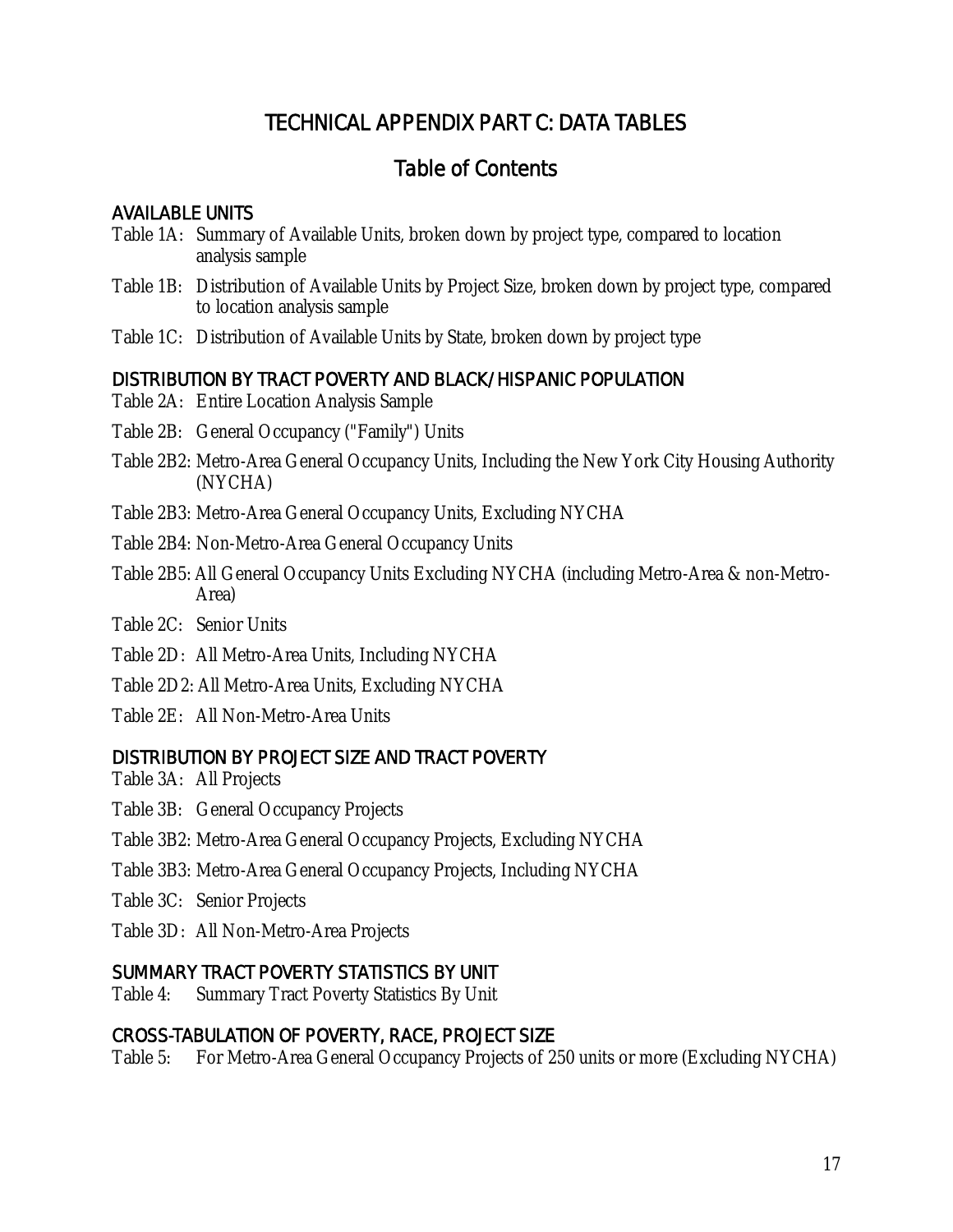# TECHNICAL APPENDIX PART C: DATA TABLES

## Table of Contents

### AVAILABLE UNITS

Table 1A: Summary of Available Units, broken down by project type, compared to location analysis sample

Table 1B: Distribution of Available Units by Project Size, broken down by project type, compared to location analysis sample

Table 1C: Distribution of Available Units by State, broken down by project type

### DISTRIBUTION BY TRACT POVERTY AND BLACK/HISPANIC POPULATION

Table 2A: Entire Location Analysis Sample

Table 2B: General Occupancy ("Family") Units

Table 2B2: Metro-Area General Occupancy Units, Including the New York City Housing Authority (NYCHA)

Table 2B3: Metro-Area General Occupancy Units, Excluding NYCHA

Table 2B4: Non-Metro-Area General Occupancy Units

Table 2B5: All General Occupancy Units Excluding NYCHA (including Metro-Area & non-Metro-Area)

Table 2C: Senior Units

Table 2D: All Metro-Area Units, Including NYCHA

Table 2D2: All Metro-Area Units, Excluding NYCHA

Table 2E: All Non-Metro-Area Units

### DISTRIBUTION BY PROJECT SIZE AND TRACT POVERTY

Table 3A: All Projects

Table 3B: General Occupancy Projects

Table 3B2: Metro-Area General Occupancy Projects, Excluding NYCHA

Table 3B3: Metro-Area General Occupancy Projects, Including NYCHA

Table 3C: Senior Projects

Table 3D: All Non-Metro-Area Projects

### SUMMARY TRACT POVERTY STATISTICS BY UNIT

Table 4: Summary Tract Poverty Statistics By Unit

### CROSS-TABULATION OF POVERTY, RACE, PROJECT SIZE

Table 5: For Metro-Area General Occupancy Projects of 250 units or more (Excluding NYCHA)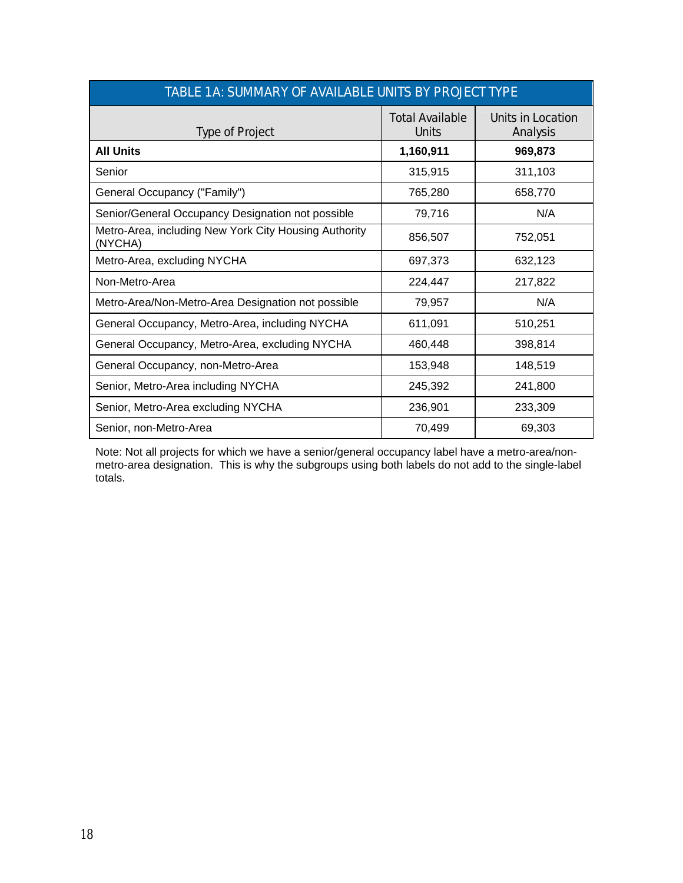| TABLE 1A: SUMMARY OF AVAILABLE UNITS BY PROJECT TYPE | | |
|---|---|---|
| Type of Project | Total Available Units | Units in Location Analysis |
| **All Units** | **1,160,911** | **969,873** |
| Senior | 315,915 | 311,103 |
| General Occupancy ("Family") | 765,280 | 658,770 |
| Senior/General Occupancy Designation not possible | 79,716 | N/A |
| Metro-Area, including New York City Housing Authority (NYCHA) | 856,507 | 752,051 |
| Metro-Area, excluding NYCHA | 697,373 | 632,123 |
| Non-Metro-Area | 224,447 | 217,822 |
| Metro-Area/Non-Metro-Area Designation not possible | 79,957 | N/A |
| General Occupancy, Metro-Area, including NYCHA | 611,091 | 510,251 |
| General Occupancy, Metro-Area, excluding NYCHA | 460,448 | 398,814 |
| General Occupancy, non-Metro-Area | 153,948 | 148,519 |
| Senior, Metro-Area including NYCHA | 245,392 | 241,800 |
| Senior, Metro-Area excluding NYCHA | 236,901 | 233,309 |
| Senior, non-Metro-Area | 70,499 | 69,303 |

Note: Not all projects for which we have a senior/general occupancy label have a metro-area/non-metro-area designation. This is why the subgroups using both labels do not add to the single-label totals.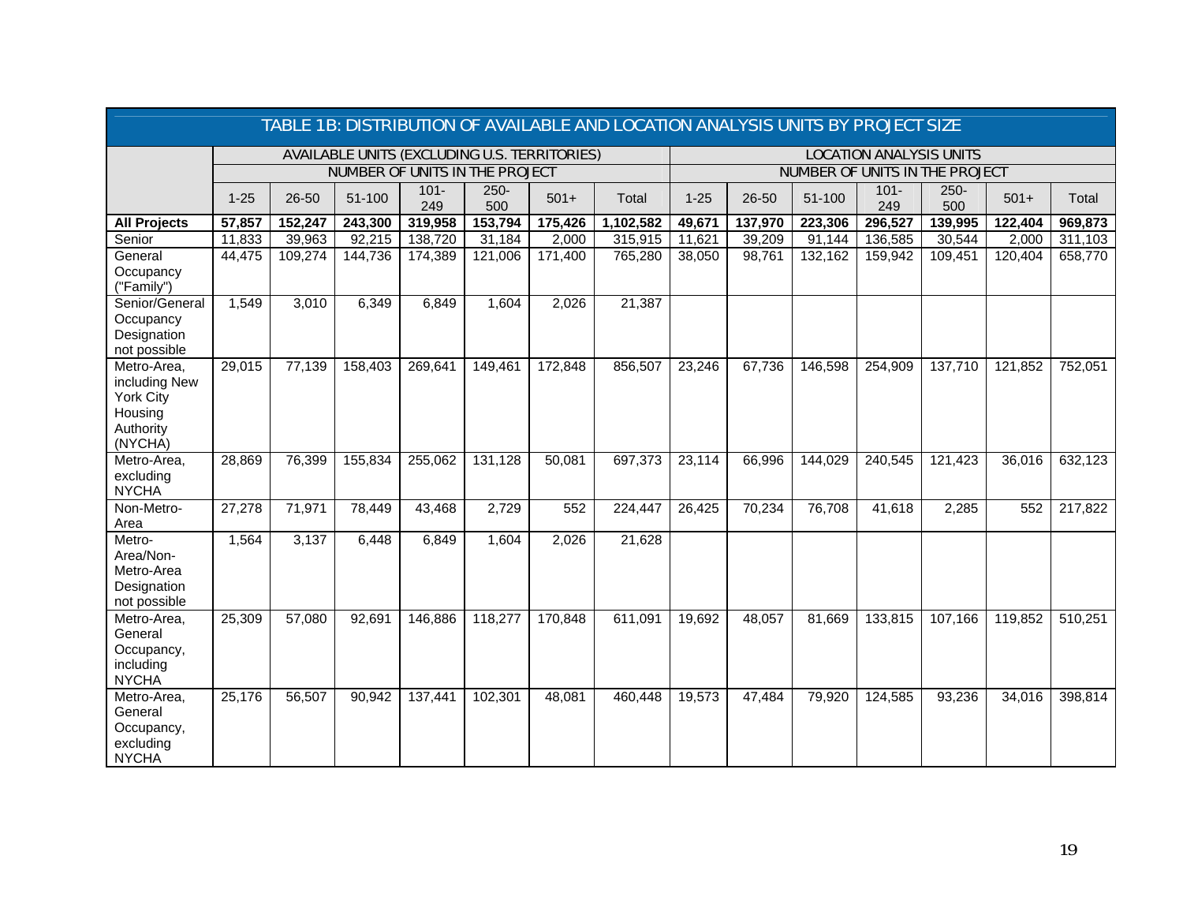| TABLE 1B: DISTRIBUTION OF AVAILABLE AND LOCATION ANALYSIS UNITS BY PROJECT SIZE | | | | | | | | | | | | | | |
|---|---|---|---|---|---|---|---|---|---|---|---|---|---|---|
| | AVAILABLE UNITS (EXCLUDING U.S. TERRITORIES) | | | | | | | LOCATION ANALYSIS UNITS | | | | | | |
| | NUMBER OF UNITS IN THE PROJECT | | | | | | | NUMBER OF UNITS IN THE PROJECT | | | | | | |
| | 1-25 | 26-50 | 51-100 | 101-249 | 250-500 | 501+ | Total | 1-25 | 26-50 | 51-100 | 101-249 | 250-500 | 501+ | Total |
| **All Projects** | **57,857** | **152,247** | **243,300** | **319,958** | **153,794** | **175,426** | **1,102,582** | **49,671** | **137,970** | **223,306** | **296,527** | **139,995** | **122,404** | **969,873** |
| Senior | 11,833 | 39,963 | 92,215 | 138,720 | 31,184 | 2,000 | 315,915 | 11,621 | 39,209 | 91,144 | 136,585 | 30,544 | 2,000 | 311,103 |
| General Occupancy ("Family") | 44,475 | 109,274 | 144,736 | 174,389 | 121,006 | 171,400 | 765,280 | 38,050 | 98,761 | 132,162 | 159,942 | 109,451 | 120,404 | 658,770 |
| Senior/General Occupancy Designation not possible | 1,549 | 3,010 | 6,349 | 6,849 | 1,604 | 2,026 | 21,387 | | | | | | | |
| Metro-Area, including New York City Housing Authority (NYCHA) | 29,015 | 77,139 | 158,403 | 269,641 | 149,461 | 172,848 | 856,507 | 23,246 | 67,736 | 146,598 | 254,909 | 137,710 | 121,852 | 752,051 |
| Metro-Area, excluding NYCHA | 28,869 | 76,399 | 155,834 | 255,062 | 131,128 | 50,081 | 697,373 | 23,114 | 66,996 | 144,029 | 240,545 | 121,423 | 36,016 | 632,123 |
| Non-Metro-Area | 27,278 | 71,971 | 78,449 | 43,468 | 2,729 | 552 | 224,447 | 26,425 | 70,234 | 76,708 | 41,618 | 2,285 | 552 | 217,822 |
| Metro-Area/Non-Metro-Area Designation not possible | 1,564 | 3,137 | 6,448 | 6,849 | 1,604 | 2,026 | 21,628 | | | | | | | |
| Metro-Area, General Occupancy, including NYCHA | 25,309 | 57,080 | 92,691 | 146,886 | 118,277 | 170,848 | 611,091 | 19,692 | 48,057 | 81,669 | 133,815 | 107,166 | 119,852 | 510,251 |
| Metro-Area, General Occupancy, excluding NYCHA | 25,176 | 56,507 | 90,942 | 137,441 | 102,301 | 48,081 | 460,448 | 19,573 | 47,484 | 79,920 | 124,585 | 93,236 | 34,016 | 398,814 |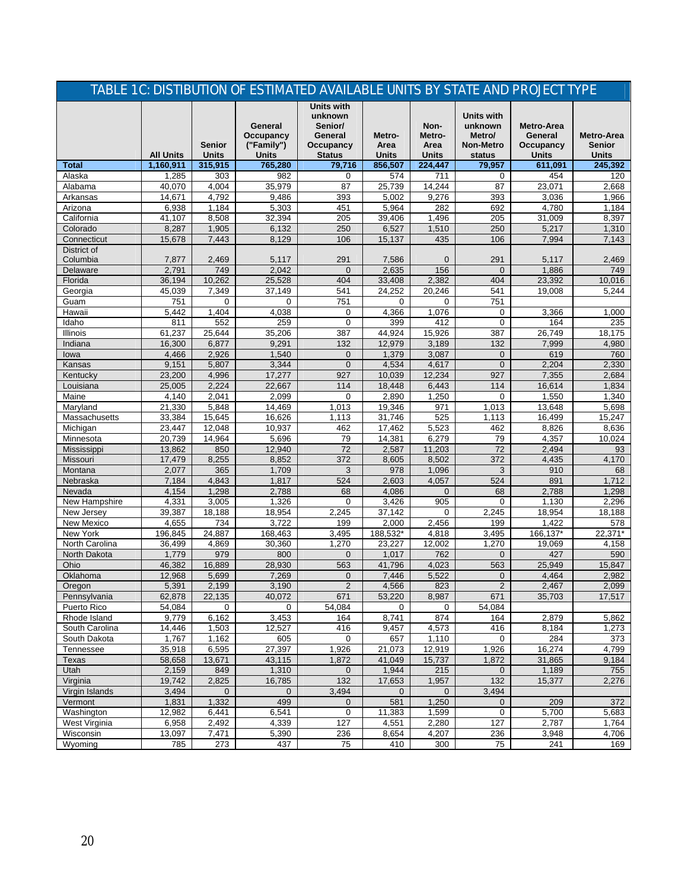## TABLE 1C: DISTIBUTION OF ESTIMATED AVAILABLE UNITS BY STATE AND PROJECT TYPE

| | All Units | Senior Units | General Occupancy ("Family") Units | Units with unknown Senior/ General Occupancy Status | Metro-Area Units | Non-Metro-Area Units | Units with unknown Metro/ Non-Metro status | Metro-Area General Occupancy Units | Metro-Area Senior Units |
|---|---|---|---|---|---|---|---|---|---|
| **Total** | **1,160,911** | **315,915** | **765,280** | **79,716** | **856,507** | **224,447** | **79,957** | **611,091** | **245,392** |
| Alaska | 1,285 | 303 | 982 | 0 | 574 | 711 | 0 | 454 | 120 |
| Alabama | 40,070 | 4,004 | 35,979 | 87 | 25,739 | 14,244 | 87 | 23,071 | 2,668 |
| Arkansas | 14,671 | 4,792 | 9,486 | 393 | 5,002 | 9,276 | 393 | 3,036 | 1,966 |
| Arizona | 6,938 | 1,184 | 5,303 | 451 | 5,964 | 282 | 692 | 4,780 | 1,184 |
| California | 41,107 | 8,508 | 32,394 | 205 | 39,406 | 1,496 | 205 | 31,009 | 8,397 |
| Colorado | 8,287 | 1,905 | 6,132 | 250 | 6,527 | 1,510 | 250 | 5,217 | 1,310 |
| Connecticut | 15,678 | 7,443 | 8,129 | 106 | 15,137 | 435 | 106 | 7,994 | 7,143 |
| District of Columbia | 7,877 | 2,469 | 5,117 | 291 | 7,586 | 0 | 291 | 5,117 | 2,469 |
| Delaware | 2,791 | 749 | 2,042 | 0 | 2,635 | 156 | 0 | 1,886 | 749 |
| Florida | 36,194 | 10,262 | 25,528 | 404 | 33,408 | 2,382 | 404 | 23,392 | 10,016 |
| Georgia | 45,039 | 7,349 | 37,149 | 541 | 24,252 | 20,246 | 541 | 19,008 | 5,244 |
| Guam | 751 | 0 | 0 | 751 | 0 | 0 | 751 | | |
| Hawaii | 5,442 | 1,404 | 4,038 | 0 | 4,366 | 1,076 | 0 | 3,366 | 1,000 |
| Idaho | 811 | 552 | 259 | 0 | 399 | 412 | 0 | 164 | 235 |
| Illinois | 61,237 | 25,644 | 35,206 | 387 | 44,924 | 15,926 | 387 | 26,749 | 18,175 |
| Indiana | 16,300 | 6,877 | 9,291 | 132 | 12,979 | 3,189 | 132 | 7,999 | 4,980 |
| Iowa | 4,466 | 2,926 | 1,540 | 0 | 1,379 | 3,087 | 0 | 619 | 760 |
| Kansas | 9,151 | 5,807 | 3,344 | 0 | 4,534 | 4,617 | 0 | 2,204 | 2,330 |
| Kentucky | 23,200 | 4,996 | 17,277 | 927 | 10,039 | 12,234 | 927 | 7,355 | 2,684 |
| Louisiana | 25,005 | 2,224 | 22,667 | 114 | 18,448 | 6,443 | 114 | 16,614 | 1,834 |
| Maine | 4,140 | 2,041 | 2,099 | 0 | 2,890 | 1,250 | 0 | 1,550 | 1,340 |
| Maryland | 21,330 | 5,848 | 14,469 | 1,013 | 19,346 | 971 | 1,013 | 13,648 | 5,698 |
| Massachusetts | 33,384 | 15,645 | 16,626 | 1,113 | 31,746 | 525 | 1,113 | 16,499 | 15,247 |
| Michigan | 23,447 | 12,048 | 10,937 | 462 | 17,462 | 5,523 | 462 | 8,826 | 8,636 |
| Minnesota | 20,739 | 14,964 | 5,696 | 79 | 14,381 | 6,279 | 79 | 4,357 | 10,024 |
| Mississippi | 13,862 | 850 | 12,940 | 72 | 2,587 | 11,203 | 72 | 2,494 | 93 |
| Missouri | 17,479 | 8,255 | 8,852 | 372 | 8,605 | 8,502 | 372 | 4,435 | 4,170 |
| Montana | 2,077 | 365 | 1,709 | 3 | 978 | 1,096 | 3 | 910 | 68 |
| Nebraska | 7,184 | 4,843 | 1,817 | 524 | 2,603 | 4,057 | 524 | 891 | 1,712 |
| Nevada | 4,154 | 1,298 | 2,788 | 68 | 4,086 | 0 | 68 | 2,788 | 1,298 |
| New Hampshire | 4,331 | 3,005 | 1,326 | 0 | 3,426 | 905 | 0 | 1,130 | 2,296 |
| New Jersey | 39,387 | 18,188 | 18,954 | 2,245 | 37,142 | 0 | 2,245 | 18,954 | 18,188 |
| New Mexico | 4,655 | 734 | 3,722 | 199 | 2,000 | 2,456 | 199 | 1,422 | 578 |
| New York | 196,845 | 24,887 | 168,463 | 3,495 | 188,532* | 4,818 | 3,495 | 166,137* | 22,371* |
| North Carolina | 36,499 | 4,869 | 30,360 | 1,270 | 23,227 | 12,002 | 1,270 | 19,069 | 4,158 |
| North Dakota | 1,779 | 979 | 800 | 0 | 1,017 | 762 | 0 | 427 | 590 |
| Ohio | 46,382 | 16,889 | 28,930 | 563 | 41,796 | 4,023 | 563 | 25,949 | 15,847 |
| Oklahoma | 12,968 | 5,699 | 7,269 | 0 | 7,446 | 5,522 | 0 | 4,464 | 2,982 |
| Oregon | 5,391 | 2,199 | 3,190 | 2 | 4,566 | 823 | 2 | 2,467 | 2,099 |
| Pennsylvania | 62,878 | 22,135 | 40,072 | 671 | 53,220 | 8,987 | 671 | 35,703 | 17,517 |
| Puerto Rico | 54,084 | 0 | 0 | 54,084 | 0 | 0 | 54,084 | | |
| Rhode Island | 9,779 | 6,162 | 3,453 | 164 | 8,741 | 874 | 164 | 2,879 | 5,862 |
| South Carolina | 14,446 | 1,503 | 12,527 | 416 | 9,457 | 4,573 | 416 | 8,184 | 1,273 |
| South Dakota | 1,767 | 1,162 | 605 | 0 | 657 | 1,110 | 0 | 284 | 373 |
| Tennessee | 35,918 | 6,595 | 27,397 | 1,926 | 21,073 | 12,919 | 1,926 | 16,274 | 4,799 |
| Texas | 58,658 | 13,671 | 43,115 | 1,872 | 41,049 | 15,737 | 1,872 | 31,865 | 9,184 |
| Utah | 2,159 | 849 | 1,310 | 0 | 1,944 | 215 | 0 | 1,189 | 755 |
| Virginia | 19,742 | 2,825 | 16,785 | 132 | 17,653 | 1,957 | 132 | 15,377 | 2,276 |
| Virgin Islands | 3,494 | 0 | 0 | 3,494 | 0 | 0 | 3,494 | | |
| Vermont | 1,831 | 1,332 | 499 | 0 | 581 | 1,250 | 0 | 209 | 372 |
| Washington | 12,982 | 6,441 | 6,541 | 0 | 11,383 | 1,599 | 0 | 5,700 | 5,683 |
| West Virginia | 6,958 | 2,492 | 4,339 | 127 | 4,551 | 2,280 | 127 | 2,787 | 1,764 |
| Wisconsin | 13,097 | 7,471 | 5,390 | 236 | 8,654 | 4,207 | 236 | 3,948 | 4,706 |
| Wyoming | 785 | 273 | 437 | 75 | 410 | 300 | 75 | 241 | 169 |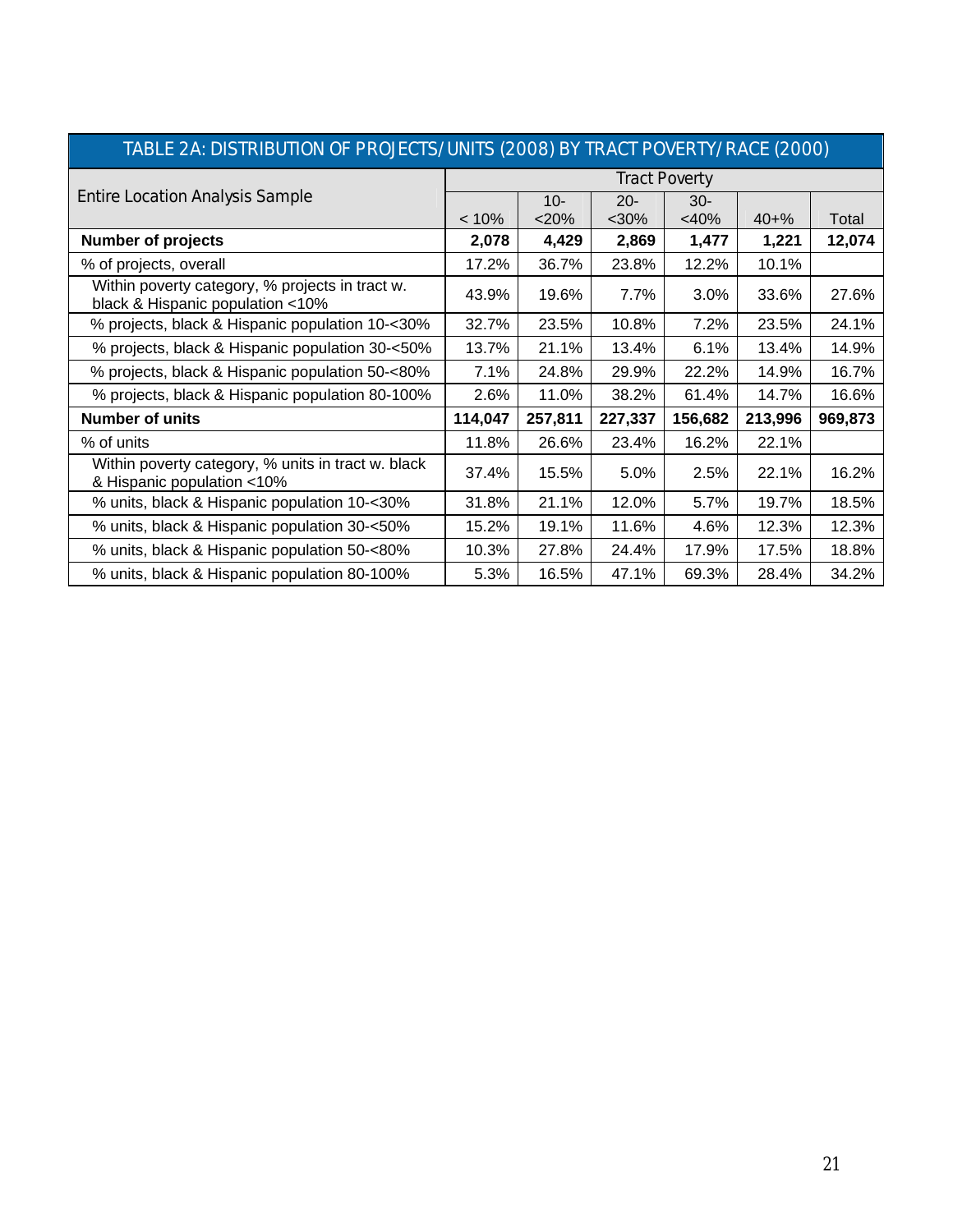| TABLE 2A: DISTRIBUTION OF PROJECTS/UNITS (2008) BY TRACT POVERTY/RACE (2000) | | | | | | |
|---|---|---|---|---|---|---|
| Entire Location Analysis Sample | Tract Poverty | | | | | |
| | < 10% | 10-<20% | 20-<30% | 30-<40% | 40+% | Total |
| **Number of projects** | **2,078** | **4,429** | **2,869** | **1,477** | **1,221** | **12,074** |
| % of projects, overall | 17.2% | 36.7% | 23.8% | 12.2% | 10.1% | |
| Within poverty category, % projects in tract w. black & Hispanic population <10% | 43.9% | 19.6% | 7.7% | 3.0% | 33.6% | 27.6% |
| % projects, black & Hispanic population 10-<30% | 32.7% | 23.5% | 10.8% | 7.2% | 23.5% | 24.1% |
| % projects, black & Hispanic population 30-<50% | 13.7% | 21.1% | 13.4% | 6.1% | 13.4% | 14.9% |
| % projects, black & Hispanic population 50-<80% | 7.1% | 24.8% | 29.9% | 22.2% | 14.9% | 16.7% |
| % projects, black & Hispanic population 80-100% | 2.6% | 11.0% | 38.2% | 61.4% | 14.7% | 16.6% |
| **Number of units** | **114,047** | **257,811** | **227,337** | **156,682** | **213,996** | **969,873** |
| % of units | 11.8% | 26.6% | 23.4% | 16.2% | 22.1% | |
| Within poverty category, % units in tract w. black & Hispanic population <10% | 37.4% | 15.5% | 5.0% | 2.5% | 22.1% | 16.2% |
| % units, black & Hispanic population 10-<30% | 31.8% | 21.1% | 12.0% | 5.7% | 19.7% | 18.5% |
| % units, black & Hispanic population 30-<50% | 15.2% | 19.1% | 11.6% | 4.6% | 12.3% | 12.3% |
| % units, black & Hispanic population 50-<80% | 10.3% | 27.8% | 24.4% | 17.9% | 17.5% | 18.8% |
| % units, black & Hispanic population 80-100% | 5.3% | 16.5% | 47.1% | 69.3% | 28.4% | 34.2% |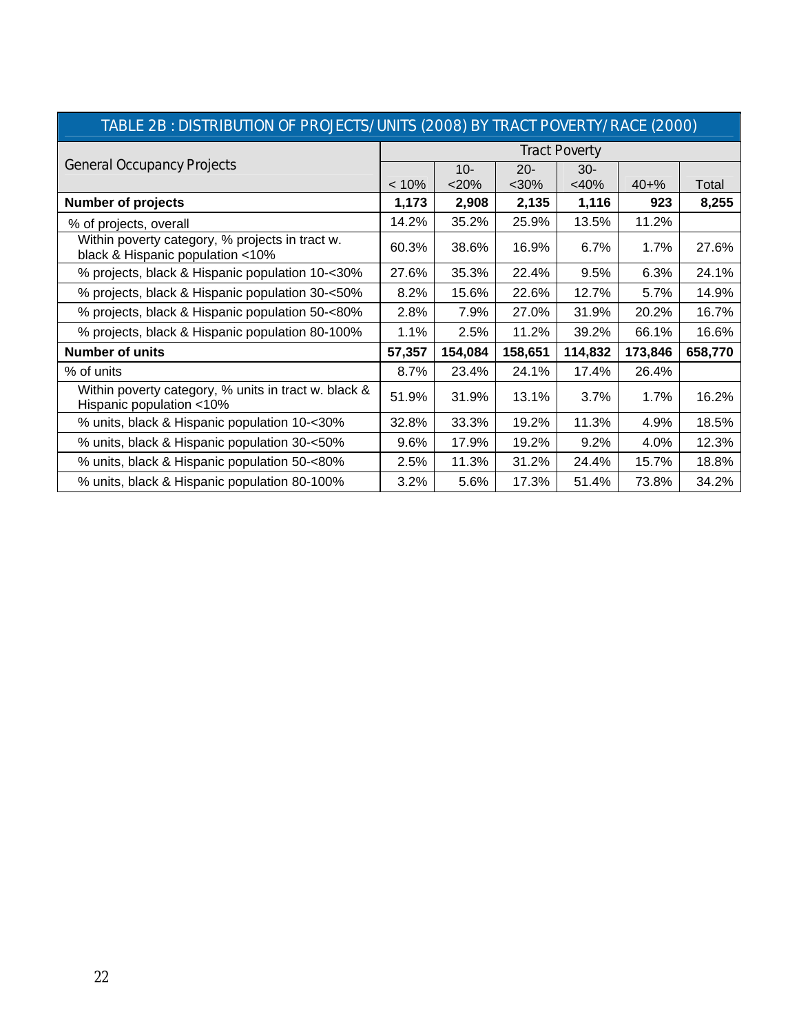| TABLE 2B : DISTRIBUTION OF PROJECTS/UNITS (2008) BY TRACT POVERTY/RACE (2000) | | | | | | |
|---|---|---|---|---|---|---|
| General Occupancy Projects | Tract Poverty | | | | | |
| | < 10% | 10-<20% | 20-<30% | 30-<40% | 40+% | Total |
| **Number of projects** | **1,173** | **2,908** | **2,135** | **1,116** | **923** | **8,255** |
| % of projects, overall | 14.2% | 35.2% | 25.9% | 13.5% | 11.2% | |
| Within poverty category, % projects in tract w. black & Hispanic population <10% | 60.3% | 38.6% | 16.9% | 6.7% | 1.7% | 27.6% |
| % projects, black & Hispanic population 10-<30% | 27.6% | 35.3% | 22.4% | 9.5% | 6.3% | 24.1% |
| % projects, black & Hispanic population 30-<50% | 8.2% | 15.6% | 22.6% | 12.7% | 5.7% | 14.9% |
| % projects, black & Hispanic population 50-<80% | 2.8% | 7.9% | 27.0% | 31.9% | 20.2% | 16.7% |
| % projects, black & Hispanic population 80-100% | 1.1% | 2.5% | 11.2% | 39.2% | 66.1% | 16.6% |
| **Number of units** | **57,357** | **154,084** | **158,651** | **114,832** | **173,846** | **658,770** |
| % of units | 8.7% | 23.4% | 24.1% | 17.4% | 26.4% | |
| Within poverty category, % units in tract w. black & Hispanic population <10% | 51.9% | 31.9% | 13.1% | 3.7% | 1.7% | 16.2% |
| % units, black & Hispanic population 10-<30% | 32.8% | 33.3% | 19.2% | 11.3% | 4.9% | 18.5% |
| % units, black & Hispanic population 30-<50% | 9.6% | 17.9% | 19.2% | 9.2% | 4.0% | 12.3% |
| % units, black & Hispanic population 50-<80% | 2.5% | 11.3% | 31.2% | 24.4% | 15.7% | 18.8% |
| % units, black & Hispanic population 80-100% | 3.2% | 5.6% | 17.3% | 51.4% | 73.8% | 34.2% |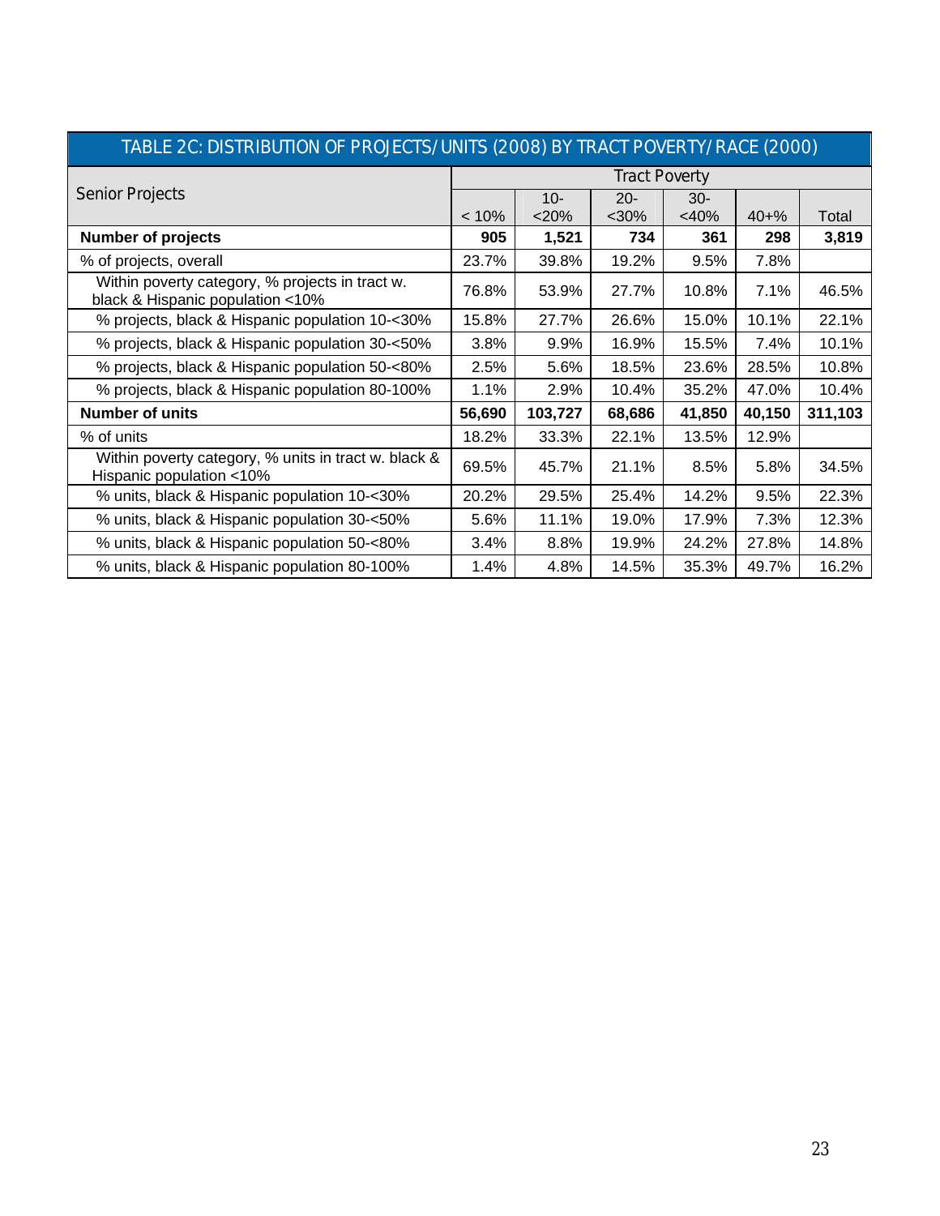| TABLE 2C: DISTRIBUTION OF PROJECTS/UNITS (2008) BY TRACT POVERTY/RACE (2000) | | | | | | |
|---|---|---|---|---|---|---|
| Senior Projects | Tract Poverty | | | | | |
| | < 10% | 10-<20% | 20-<30% | 30-<40% | 40+% | Total |
| **Number of projects** | **905** | **1,521** | **734** | **361** | **298** | **3,819** |
| % of projects, overall | 23.7% | 39.8% | 19.2% | 9.5% | 7.8% | |
| Within poverty category, % projects in tract w. black & Hispanic population <10% | 76.8% | 53.9% | 27.7% | 10.8% | 7.1% | 46.5% |
| % projects, black & Hispanic population 10-<30% | 15.8% | 27.7% | 26.6% | 15.0% | 10.1% | 22.1% |
| % projects, black & Hispanic population 30-<50% | 3.8% | 9.9% | 16.9% | 15.5% | 7.4% | 10.1% |
| % projects, black & Hispanic population 50-<80% | 2.5% | 5.6% | 18.5% | 23.6% | 28.5% | 10.8% |
| % projects, black & Hispanic population 80-100% | 1.1% | 2.9% | 10.4% | 35.2% | 47.0% | 10.4% |
| **Number of units** | **56,690** | **103,727** | **68,686** | **41,850** | **40,150** | **311,103** |
| % of units | 18.2% | 33.3% | 22.1% | 13.5% | 12.9% | |
| Within poverty category, % units in tract w. black & Hispanic population <10% | 69.5% | 45.7% | 21.1% | 8.5% | 5.8% | 34.5% |
| % units, black & Hispanic population 10-<30% | 20.2% | 29.5% | 25.4% | 14.2% | 9.5% | 22.3% |
| % units, black & Hispanic population 30-<50% | 5.6% | 11.1% | 19.0% | 17.9% | 7.3% | 12.3% |
| % units, black & Hispanic population 50-<80% | 3.4% | 8.8% | 19.9% | 24.2% | 27.8% | 14.8% |
| % units, black & Hispanic population 80-100% | 1.4% | 4.8% | 14.5% | 35.3% | 49.7% | 16.2% |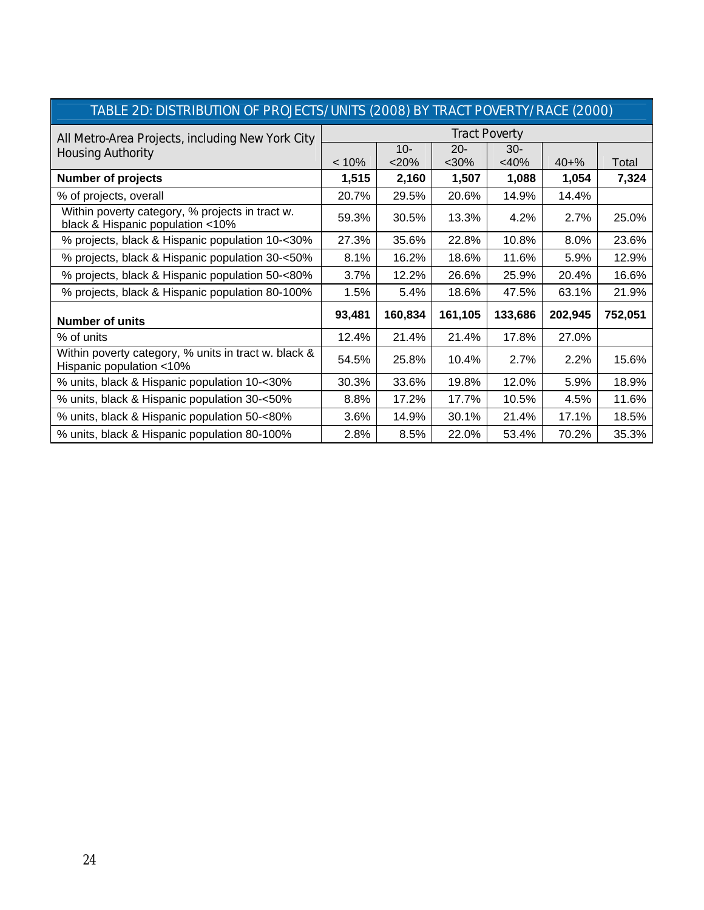| TABLE 2D: DISTRIBUTION OF PROJECTS/UNITS (2008) BY TRACT POVERTY/RACE (2000) | | | | | | |
|---|---|---|---|---|---|---|
| All Metro-Area Projects, including New York City Housing Authority | Tract Poverty | | | | | |
| | < 10% | 10-<20% | 20-<30% | 30-<40% | 40+% | Total |
| **Number of projects** | **1,515** | **2,160** | **1,507** | **1,088** | **1,054** | **7,324** |
| % of projects, overall | 20.7% | 29.5% | 20.6% | 14.9% | 14.4% | |
| Within poverty category, % projects in tract w. black & Hispanic population <10% | 59.3% | 30.5% | 13.3% | 4.2% | 2.7% | 25.0% |
| % projects, black & Hispanic population 10-<30% | 27.3% | 35.6% | 22.8% | 10.8% | 8.0% | 23.6% |
| % projects, black & Hispanic population 30-<50% | 8.1% | 16.2% | 18.6% | 11.6% | 5.9% | 12.9% |
| % projects, black & Hispanic population 50-<80% | 3.7% | 12.2% | 26.6% | 25.9% | 20.4% | 16.6% |
| % projects, black & Hispanic population 80-100% | 1.5% | 5.4% | 18.6% | 47.5% | 63.1% | 21.9% |
| **Number of units** | **93,481** | **160,834** | **161,105** | **133,686** | **202,945** | **752,051** |
| % of units | 12.4% | 21.4% | 21.4% | 17.8% | 27.0% | |
| Within poverty category, % units in tract w. black & Hispanic population <10% | 54.5% | 25.8% | 10.4% | 2.7% | 2.2% | 15.6% |
| % units, black & Hispanic population 10-<30% | 30.3% | 33.6% | 19.8% | 12.0% | 5.9% | 18.9% |
| % units, black & Hispanic population 30-<50% | 8.8% | 17.2% | 17.7% | 10.5% | 4.5% | 11.6% |
| % units, black & Hispanic population 50-<80% | 3.6% | 14.9% | 30.1% | 21.4% | 17.1% | 18.5% |
| % units, black & Hispanic population 80-100% | 2.8% | 8.5% | 22.0% | 53.4% | 70.2% | 35.3% |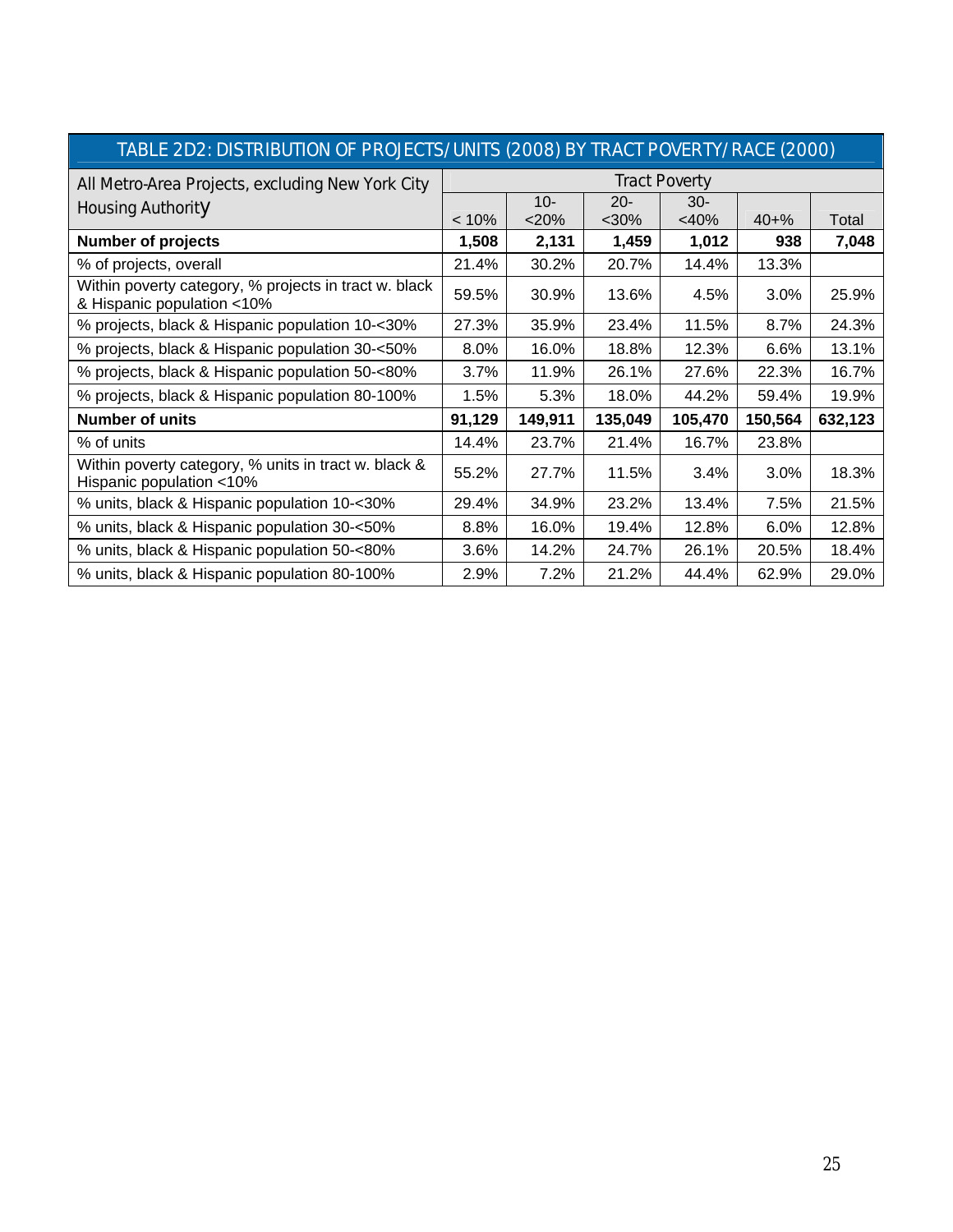| TABLE 2D2: DISTRIBUTION OF PROJECTS/UNITS (2008) BY TRACT POVERTY/RACE (2000) | | | | | | |
|---|---|---|---|---|---|---|
| All Metro-Area Projects, excluding New York City Housing Authority | Tract Poverty | | | | | |
| | < 10% | 10-<20% | 20-<30% | 30-<40% | 40+% | Total |
| **Number of projects** | **1,508** | **2,131** | **1,459** | **1,012** | **938** | **7,048** |
| % of projects, overall | 21.4% | 30.2% | 20.7% | 14.4% | 13.3% | |
| Within poverty category, % projects in tract w. black & Hispanic population <10% | 59.5% | 30.9% | 13.6% | 4.5% | 3.0% | 25.9% |
| % projects, black & Hispanic population 10-<30% | 27.3% | 35.9% | 23.4% | 11.5% | 8.7% | 24.3% |
| % projects, black & Hispanic population 30-<50% | 8.0% | 16.0% | 18.8% | 12.3% | 6.6% | 13.1% |
| % projects, black & Hispanic population 50-<80% | 3.7% | 11.9% | 26.1% | 27.6% | 22.3% | 16.7% |
| % projects, black & Hispanic population 80-100% | 1.5% | 5.3% | 18.0% | 44.2% | 59.4% | 19.9% |
| **Number of units** | **91,129** | **149,911** | **135,049** | **105,470** | **150,564** | **632,123** |
| % of units | 14.4% | 23.7% | 21.4% | 16.7% | 23.8% | |
| Within poverty category, % units in tract w. black & Hispanic population <10% | 55.2% | 27.7% | 11.5% | 3.4% | 3.0% | 18.3% |
| % units, black & Hispanic population 10-<30% | 29.4% | 34.9% | 23.2% | 13.4% | 7.5% | 21.5% |
| % units, black & Hispanic population 30-<50% | 8.8% | 16.0% | 19.4% | 12.8% | 6.0% | 12.8% |
| % units, black & Hispanic population 50-<80% | 3.6% | 14.2% | 24.7% | 26.1% | 20.5% | 18.4% |
| % units, black & Hispanic population 80-100% | 2.9% | 7.2% | 21.2% | 44.4% | 62.9% | 29.0% |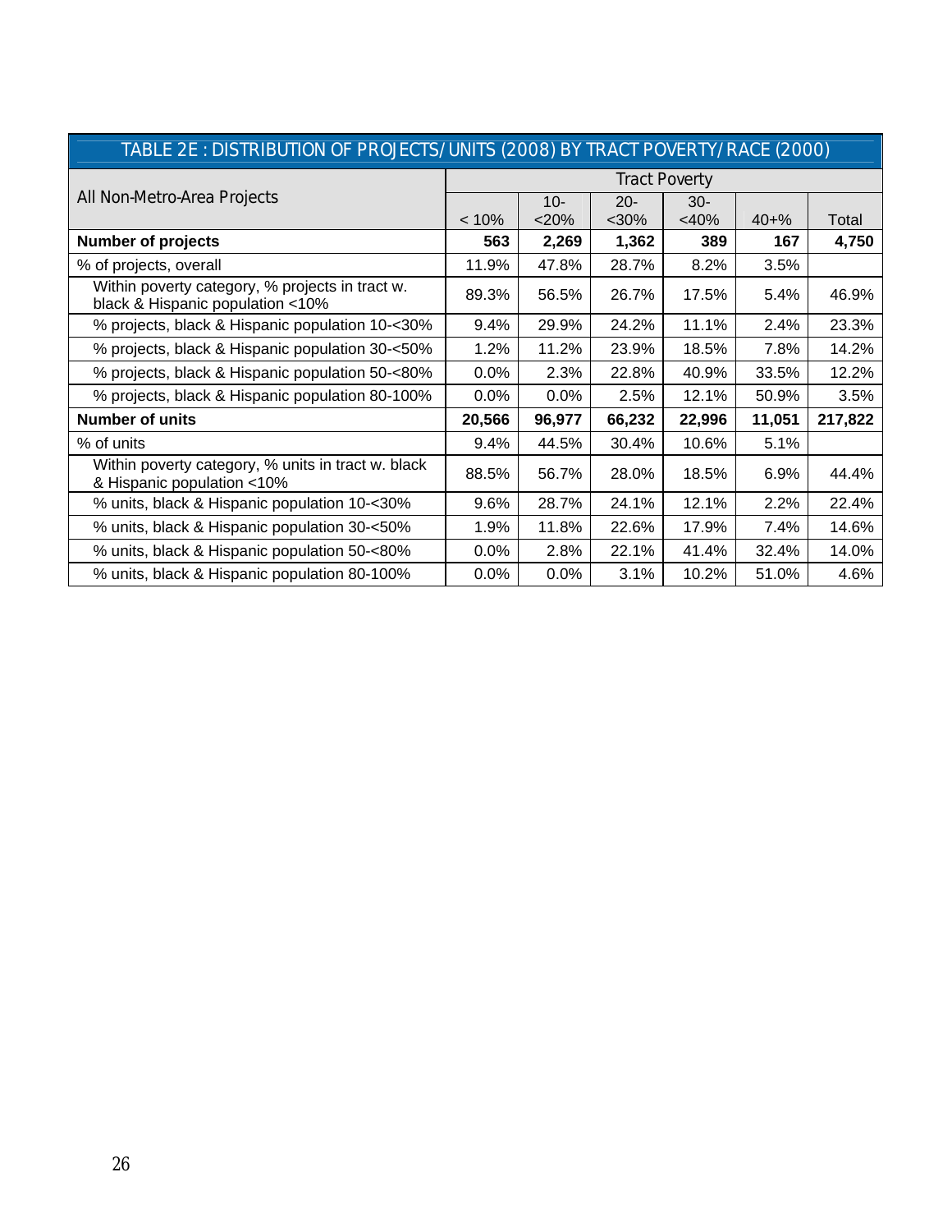| TABLE 2E : DISTRIBUTION OF PROJECTS/UNITS (2008) BY TRACT POVERTY/RACE (2000) | | | | | | |
|---|---|---|---|---|---|---|
| All Non-Metro-Area Projects | Tract Poverty | | | | | |
| | < 10% | 10-<20% | 20-<30% | 30-<40% | 40+% | Total |
| **Number of projects** | **563** | **2,269** | **1,362** | **389** | **167** | **4,750** |
| % of projects, overall | 11.9% | 47.8% | 28.7% | 8.2% | 3.5% | |
| Within poverty category, % projects in tract w. black & Hispanic population <10% | 89.3% | 56.5% | 26.7% | 17.5% | 5.4% | 46.9% |
| % projects, black & Hispanic population 10-<30% | 9.4% | 29.9% | 24.2% | 11.1% | 2.4% | 23.3% |
| % projects, black & Hispanic population 30-<50% | 1.2% | 11.2% | 23.9% | 18.5% | 7.8% | 14.2% |
| % projects, black & Hispanic population 50-<80% | 0.0% | 2.3% | 22.8% | 40.9% | 33.5% | 12.2% |
| % projects, black & Hispanic population 80-100% | 0.0% | 0.0% | 2.5% | 12.1% | 50.9% | 3.5% |
| **Number of units** | **20,566** | **96,977** | **66,232** | **22,996** | **11,051** | **217,822** |
| % of units | 9.4% | 44.5% | 30.4% | 10.6% | 5.1% | |
| Within poverty category, % units in tract w. black & Hispanic population <10% | 88.5% | 56.7% | 28.0% | 18.5% | 6.9% | 44.4% |
| % units, black & Hispanic population 10-<30% | 9.6% | 28.7% | 24.1% | 12.1% | 2.2% | 22.4% |
| % units, black & Hispanic population 30-<50% | 1.9% | 11.8% | 22.6% | 17.9% | 7.4% | 14.6% |
| % units, black & Hispanic population 50-<80% | 0.0% | 2.8% | 22.1% | 41.4% | 32.4% | 14.0% |
| % units, black & Hispanic population 80-100% | 0.0% | 0.0% | 3.1% | 10.2% | 51.0% | 4.6% |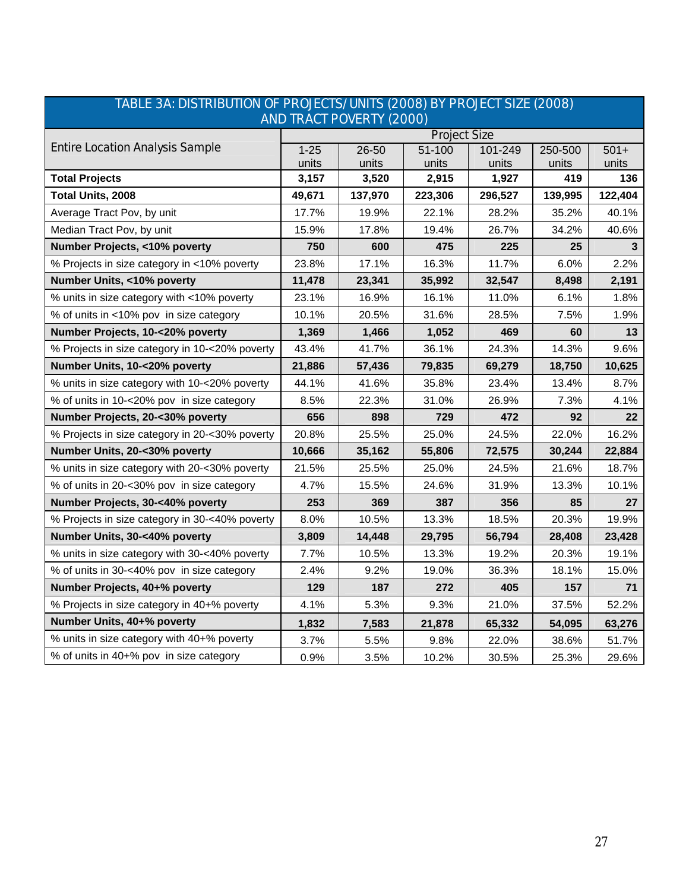| TABLE 3A: DISTRIBUTION OF PROJECTS/UNITS (2008) BY PROJECT SIZE (2008) AND TRACT POVERTY (2000) | | | | | | |
|---|---|---|---|---|---|---|
| Entire Location Analysis Sample | Project Size | | | | | |
| | 1-25 units | 26-50 units | 51-100 units | 101-249 units | 250-500 units | 501+ units |
| **Total Projects** | **3,157** | **3,520** | **2,915** | **1,927** | **419** | **136** |
| **Total Units, 2008** | **49,671** | **137,970** | **223,306** | **296,527** | **139,995** | **122,404** |
| Average Tract Pov, by unit | 17.7% | 19.9% | 22.1% | 28.2% | 35.2% | 40.1% |
| Median Tract Pov, by unit | 15.9% | 17.8% | 19.4% | 26.7% | 34.2% | 40.6% |
| **Number Projects, <10% poverty** | **750** | **600** | **475** | **225** | **25** | **3** |
| % Projects in size category in <10% poverty | 23.8% | 17.1% | 16.3% | 11.7% | 6.0% | 2.2% |
| **Number Units, <10% poverty** | **11,478** | **23,341** | **35,992** | **32,547** | **8,498** | **2,191** |
| % units in size category with <10% poverty | 23.1% | 16.9% | 16.1% | 11.0% | 6.1% | 1.8% |
| % of units in <10% pov in size category | 10.1% | 20.5% | 31.6% | 28.5% | 7.5% | 1.9% |
| **Number Projects, 10-<20% poverty** | **1,369** | **1,466** | **1,052** | **469** | **60** | **13** |
| % Projects in size category in 10-<20% poverty | 43.4% | 41.7% | 36.1% | 24.3% | 14.3% | 9.6% |
| **Number Units, 10-<20% poverty** | **21,886** | **57,436** | **79,835** | **69,279** | **18,750** | **10,625** |
| % units in size category with 10-<20% poverty | 44.1% | 41.6% | 35.8% | 23.4% | 13.4% | 8.7% |
| % of units in 10-<20% pov in size category | 8.5% | 22.3% | 31.0% | 26.9% | 7.3% | 4.1% |
| **Number Projects, 20-<30% poverty** | **656** | **898** | **729** | **472** | **92** | **22** |
| % Projects in size category in 20-<30% poverty | 20.8% | 25.5% | 25.0% | 24.5% | 22.0% | 16.2% |
| **Number Units, 20-<30% poverty** | **10,666** | **35,162** | **55,806** | **72,575** | **30,244** | **22,884** |
| % units in size category with 20-<30% poverty | 21.5% | 25.5% | 25.0% | 24.5% | 21.6% | 18.7% |
| % of units in 20-<30% pov in size category | 4.7% | 15.5% | 24.6% | 31.9% | 13.3% | 10.1% |
| **Number Projects, 30-<40% poverty** | **253** | **369** | **387** | **356** | **85** | **27** |
| % Projects in size category in 30-<40% poverty | 8.0% | 10.5% | 13.3% | 18.5% | 20.3% | 19.9% |
| **Number Units, 30-<40% poverty** | **3,809** | **14,448** | **29,795** | **56,794** | **28,408** | **23,428** |
| % units in size category with 30-<40% poverty | 7.7% | 10.5% | 13.3% | 19.2% | 20.3% | 19.1% |
| % of units in 30-<40% pov in size category | 2.4% | 9.2% | 19.0% | 36.3% | 18.1% | 15.0% |
| **Number Projects, 40+% poverty** | **129** | **187** | **272** | **405** | **157** | **71** |
| % Projects in size category in 40+% poverty | 4.1% | 5.3% | 9.3% | 21.0% | 37.5% | 52.2% |
| **Number Units, 40+% poverty** | **1,832** | **7,583** | **21,878** | **65,332** | **54,095** | **63,276** |
| % units in size category with 40+% poverty | 3.7% | 5.5% | 9.8% | 22.0% | 38.6% | 51.7% |
| % of units in 40+% pov in size category | 0.9% | 3.5% | 10.2% | 30.5% | 25.3% | 29.6% |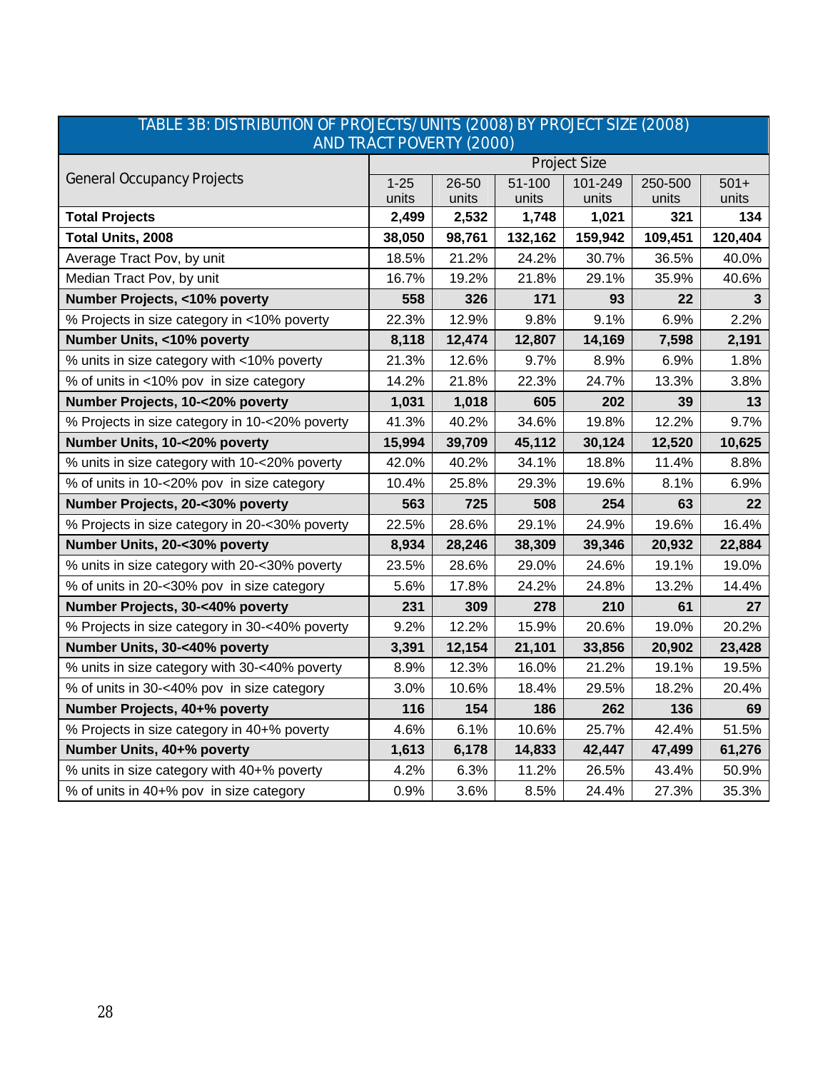| TABLE 3B: DISTRIBUTION OF PROJECTS/UNITS (2008) BY PROJECT SIZE (2008) AND TRACT POVERTY (2000) | | | | | | |
|---|---|---|---|---|---|---|
| General Occupancy Projects | Project Size | | | | | |
| | 1-25 units | 26-50 units | 51-100 units | 101-249 units | 250-500 units | 501+ units |
| **Total Projects** | **2,499** | **2,532** | **1,748** | **1,021** | **321** | **134** |
| **Total Units, 2008** | **38,050** | **98,761** | **132,162** | **159,942** | **109,451** | **120,404** |
| Average Tract Pov, by unit | 18.5% | 21.2% | 24.2% | 30.7% | 36.5% | 40.0% |
| Median Tract Pov, by unit | 16.7% | 19.2% | 21.8% | 29.1% | 35.9% | 40.6% |
| **Number Projects, <10% poverty** | **558** | **326** | **171** | **93** | **22** | **3** |
| % Projects in size category in <10% poverty | 22.3% | 12.9% | 9.8% | 9.1% | 6.9% | 2.2% |
| **Number Units, <10% poverty** | **8,118** | **12,474** | **12,807** | **14,169** | **7,598** | **2,191** |
| % units in size category with <10% poverty | 21.3% | 12.6% | 9.7% | 8.9% | 6.9% | 1.8% |
| % of units in <10% pov in size category | 14.2% | 21.8% | 22.3% | 24.7% | 13.3% | 3.8% |
| **Number Projects, 10-<20% poverty** | **1,031** | **1,018** | **605** | **202** | **39** | **13** |
| % Projects in size category in 10-<20% poverty | 41.3% | 40.2% | 34.6% | 19.8% | 12.2% | 9.7% |
| **Number Units, 10-<20% poverty** | **15,994** | **39,709** | **45,112** | **30,124** | **12,520** | **10,625** |
| % units in size category with 10-<20% poverty | 42.0% | 40.2% | 34.1% | 18.8% | 11.4% | 8.8% |
| % of units in 10-<20% pov in size category | 10.4% | 25.8% | 29.3% | 19.6% | 8.1% | 6.9% |
| **Number Projects, 20-<30% poverty** | **563** | **725** | **508** | **254** | **63** | **22** |
| % Projects in size category in 20-<30% poverty | 22.5% | 28.6% | 29.1% | 24.9% | 19.6% | 16.4% |
| **Number Units, 20-<30% poverty** | **8,934** | **28,246** | **38,309** | **39,346** | **20,932** | **22,884** |
| % units in size category with 20-<30% poverty | 23.5% | 28.6% | 29.0% | 24.6% | 19.1% | 19.0% |
| % of units in 20-<30% pov in size category | 5.6% | 17.8% | 24.2% | 24.8% | 13.2% | 14.4% |
| **Number Projects, 30-<40% poverty** | **231** | **309** | **278** | **210** | **61** | **27** |
| % Projects in size category in 30-<40% poverty | 9.2% | 12.2% | 15.9% | 20.6% | 19.0% | 20.2% |
| **Number Units, 30-<40% poverty** | **3,391** | **12,154** | **21,101** | **33,856** | **20,902** | **23,428** |
| % units in size category with 30-<40% poverty | 8.9% | 12.3% | 16.0% | 21.2% | 19.1% | 19.5% |
| % of units in 30-<40% pov in size category | 3.0% | 10.6% | 18.4% | 29.5% | 18.2% | 20.4% |
| **Number Projects, 40+% poverty** | **116** | **154** | **186** | **262** | **136** | **69** |
| % Projects in size category in 40+% poverty | 4.6% | 6.1% | 10.6% | 25.7% | 42.4% | 51.5% |
| **Number Units, 40+% poverty** | **1,613** | **6,178** | **14,833** | **42,447** | **47,499** | **61,276** |
| % units in size category with 40+% poverty | 4.2% | 6.3% | 11.2% | 26.5% | 43.4% | 50.9% |
| % of units in 40+% pov in size category | 0.9% | 3.6% | 8.5% | 24.4% | 27.3% | 35.3% |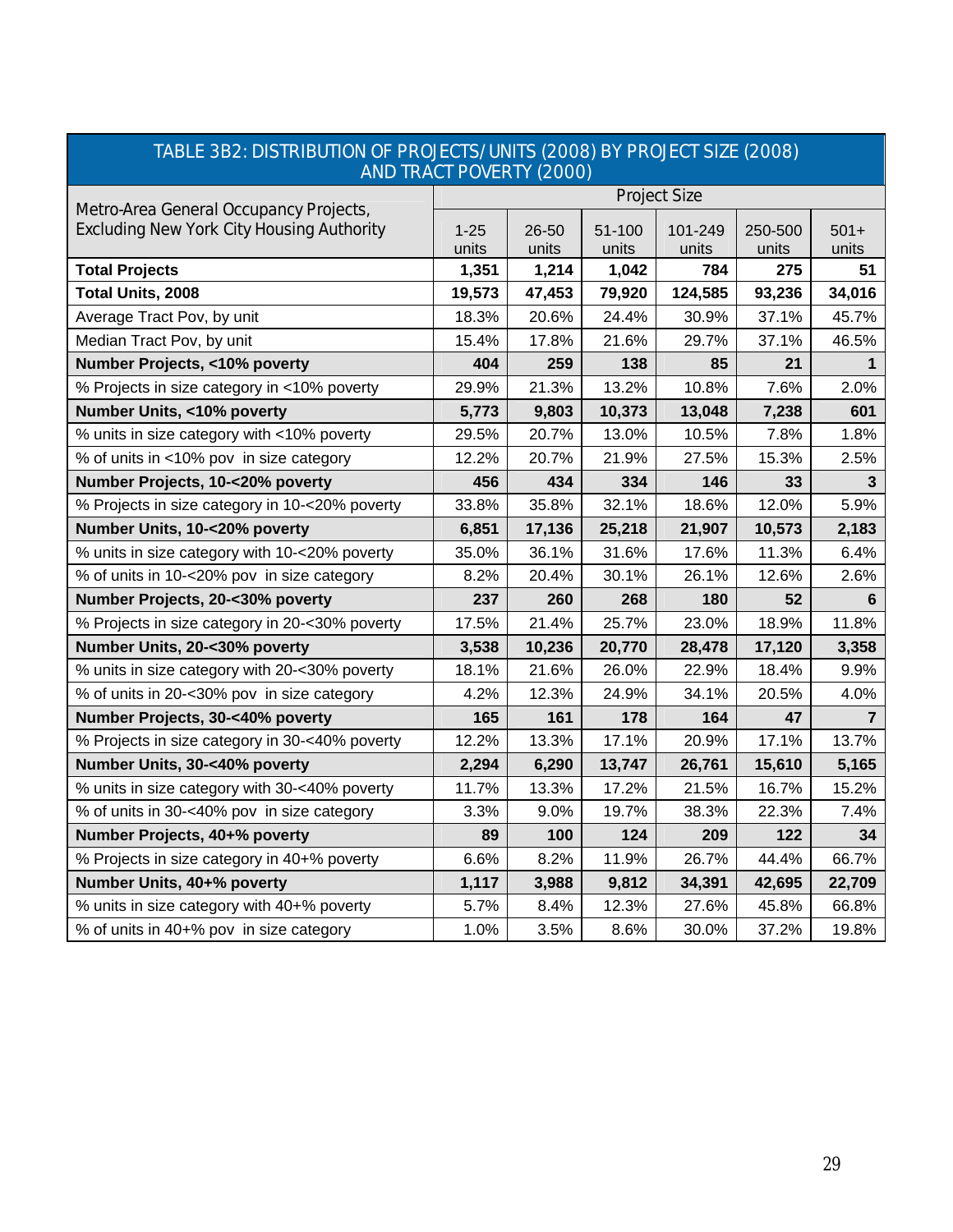## TABLE 3B2: DISTRIBUTION OF PROJECTS/UNITS (2008) BY PROJECT SIZE (2008) AND TRACT POVERTY (2000)

| Metro-Area General Occupancy Projects, Excluding New York City Housing Authority | Project Size | | | | | |
|---|---|---|---|---|---|---|
| | 1-25 units | 26-50 units | 51-100 units | 101-249 units | 250-500 units | 501+ units |
| **Total Projects** | **1,351** | **1,214** | **1,042** | **784** | **275** | **51** |
| **Total Units, 2008** | **19,573** | **47,453** | **79,920** | **124,585** | **93,236** | **34,016** |
| Average Tract Pov, by unit | 18.3% | 20.6% | 24.4% | 30.9% | 37.1% | 45.7% |
| Median Tract Pov, by unit | 15.4% | 17.8% | 21.6% | 29.7% | 37.1% | 46.5% |
| **Number Projects, <10% poverty** | **404** | **259** | **138** | **85** | **21** | **1** |
| % Projects in size category in <10% poverty | 29.9% | 21.3% | 13.2% | 10.8% | 7.6% | 2.0% |
| **Number Units, <10% poverty** | **5,773** | **9,803** | **10,373** | **13,048** | **7,238** | **601** |
| % units in size category with <10% poverty | 29.5% | 20.7% | 13.0% | 10.5% | 7.8% | 1.8% |
| % of units in <10% pov in size category | 12.2% | 20.7% | 21.9% | 27.5% | 15.3% | 2.5% |
| **Number Projects, 10-<20% poverty** | **456** | **434** | **334** | **146** | **33** | **3** |
| % Projects in size category in 10-<20% poverty | 33.8% | 35.8% | 32.1% | 18.6% | 12.0% | 5.9% |
| **Number Units, 10-<20% poverty** | **6,851** | **17,136** | **25,218** | **21,907** | **10,573** | **2,183** |
| % units in size category with 10-<20% poverty | 35.0% | 36.1% | 31.6% | 17.6% | 11.3% | 6.4% |
| % of units in 10-<20% pov in size category | 8.2% | 20.4% | 30.1% | 26.1% | 12.6% | 2.6% |
| **Number Projects, 20-<30% poverty** | **237** | **260** | **268** | **180** | **52** | **6** |
| % Projects in size category in 20-<30% poverty | 17.5% | 21.4% | 25.7% | 23.0% | 18.9% | 11.8% |
| **Number Units, 20-<30% poverty** | **3,538** | **10,236** | **20,770** | **28,478** | **17,120** | **3,358** |
| % units in size category with 20-<30% poverty | 18.1% | 21.6% | 26.0% | 22.9% | 18.4% | 9.9% |
| % of units in 20-<30% pov in size category | 4.2% | 12.3% | 24.9% | 34.1% | 20.5% | 4.0% |
| **Number Projects, 30-<40% poverty** | **165** | **161** | **178** | **164** | **47** | **7** |
| % Projects in size category in 30-<40% poverty | 12.2% | 13.3% | 17.1% | 20.9% | 17.1% | 13.7% |
| **Number Units, 30-<40% poverty** | **2,294** | **6,290** | **13,747** | **26,761** | **15,610** | **5,165** |
| % units in size category with 30-<40% poverty | 11.7% | 13.3% | 17.2% | 21.5% | 16.7% | 15.2% |
| % of units in 30-<40% pov in size category | 3.3% | 9.0% | 19.7% | 38.3% | 22.3% | 7.4% |
| **Number Projects, 40+% poverty** | **89** | **100** | **124** | **209** | **122** | **34** |
| % Projects in size category in 40+% poverty | 6.6% | 8.2% | 11.9% | 26.7% | 44.4% | 66.7% |
| **Number Units, 40+% poverty** | **1,117** | **3,988** | **9,812** | **34,391** | **42,695** | **22,709** |
| % units in size category with 40+% poverty | 5.7% | 8.4% | 12.3% | 27.6% | 45.8% | 66.8% |
| % of units in 40+% pov in size category | 1.0% | 3.5% | 8.6% | 30.0% | 37.2% | 19.8% |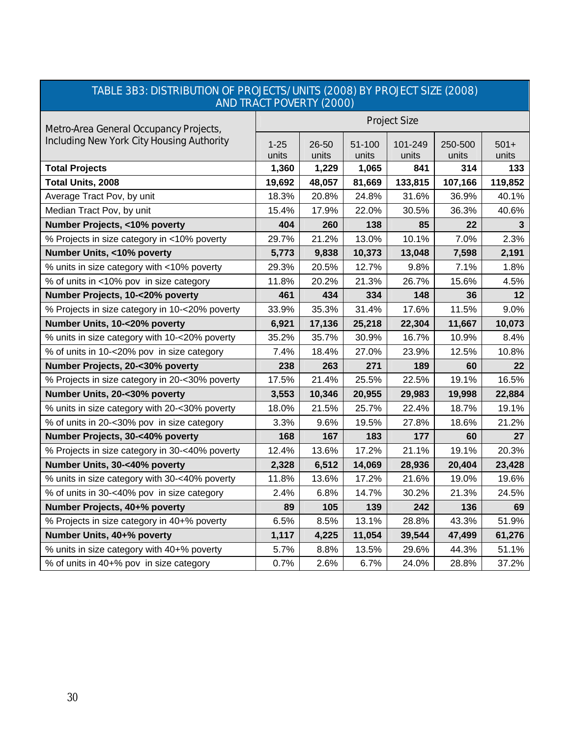## TABLE 3B3: DISTRIBUTION OF PROJECTS/UNITS (2008) BY PROJECT SIZE (2008) AND TRACT POVERTY (2000)

| Metro-Area General Occupancy Projects, Including New York City Housing Authority | Project Size | | | | | |
|---|---|---|---|---|---|---|
| | 1-25 units | 26-50 units | 51-100 units | 101-249 units | 250-500 units | 501+ units |
| **Total Projects** | **1,360** | **1,229** | **1,065** | **841** | **314** | **133** |
| **Total Units, 2008** | **19,692** | **48,057** | **81,669** | **133,815** | **107,166** | **119,852** |
| Average Tract Pov, by unit | 18.3% | 20.8% | 24.8% | 31.6% | 36.9% | 40.1% |
| Median Tract Pov, by unit | 15.4% | 17.9% | 22.0% | 30.5% | 36.3% | 40.6% |
| **Number Projects, <10% poverty** | **404** | **260** | **138** | **85** | **22** | **3** |
| % Projects in size category in <10% poverty | 29.7% | 21.2% | 13.0% | 10.1% | 7.0% | 2.3% |
| **Number Units, <10% poverty** | **5,773** | **9,838** | **10,373** | **13,048** | **7,598** | **2,191** |
| % units in size category with <10% poverty | 29.3% | 20.5% | 12.7% | 9.8% | 7.1% | 1.8% |
| % of units in <10% pov in size category | 11.8% | 20.2% | 21.3% | 26.7% | 15.6% | 4.5% |
| **Number Projects, 10-<20% poverty** | **461** | **434** | **334** | **148** | **36** | **12** |
| % Projects in size category in 10-<20% poverty | 33.9% | 35.3% | 31.4% | 17.6% | 11.5% | 9.0% |
| **Number Units, 10-<20% poverty** | **6,921** | **17,136** | **25,218** | **22,304** | **11,667** | **10,073** |
| % units in size category with 10-<20% poverty | 35.2% | 35.7% | 30.9% | 16.7% | 10.9% | 8.4% |
| % of units in 10-<20% pov in size category | 7.4% | 18.4% | 27.0% | 23.9% | 12.5% | 10.8% |
| **Number Projects, 20-<30% poverty** | **238** | **263** | **271** | **189** | **60** | **22** |
| % Projects in size category in 20-<30% poverty | 17.5% | 21.4% | 25.5% | 22.5% | 19.1% | 16.5% |
| **Number Units, 20-<30% poverty** | **3,553** | **10,346** | **20,955** | **29,983** | **19,998** | **22,884** |
| % units in size category with 20-<30% poverty | 18.0% | 21.5% | 25.7% | 22.4% | 18.7% | 19.1% |
| % of units in 20-<30% pov in size category | 3.3% | 9.6% | 19.5% | 27.8% | 18.6% | 21.2% |
| **Number Projects, 30-<40% poverty** | **168** | **167** | **183** | **177** | **60** | **27** |
| % Projects in size category in 30-<40% poverty | 12.4% | 13.6% | 17.2% | 21.1% | 19.1% | 20.3% |
| **Number Units, 30-<40% poverty** | **2,328** | **6,512** | **14,069** | **28,936** | **20,404** | **23,428** |
| % units in size category with 30-<40% poverty | 11.8% | 13.6% | 17.2% | 21.6% | 19.0% | 19.6% |
| % of units in 30-<40% pov in size category | 2.4% | 6.8% | 14.7% | 30.2% | 21.3% | 24.5% |
| **Number Projects, 40+% poverty** | **89** | **105** | **139** | **242** | **136** | **69** |
| % Projects in size category in 40+% poverty | 6.5% | 8.5% | 13.1% | 28.8% | 43.3% | 51.9% |
| **Number Units, 40+% poverty** | **1,117** | **4,225** | **11,054** | **39,544** | **47,499** | **61,276** |
| % units in size category with 40+% poverty | 5.7% | 8.8% | 13.5% | 29.6% | 44.3% | 51.1% |
| % of units in 40+% pov in size category | 0.7% | 2.6% | 6.7% | 24.0% | 28.8% | 37.2% |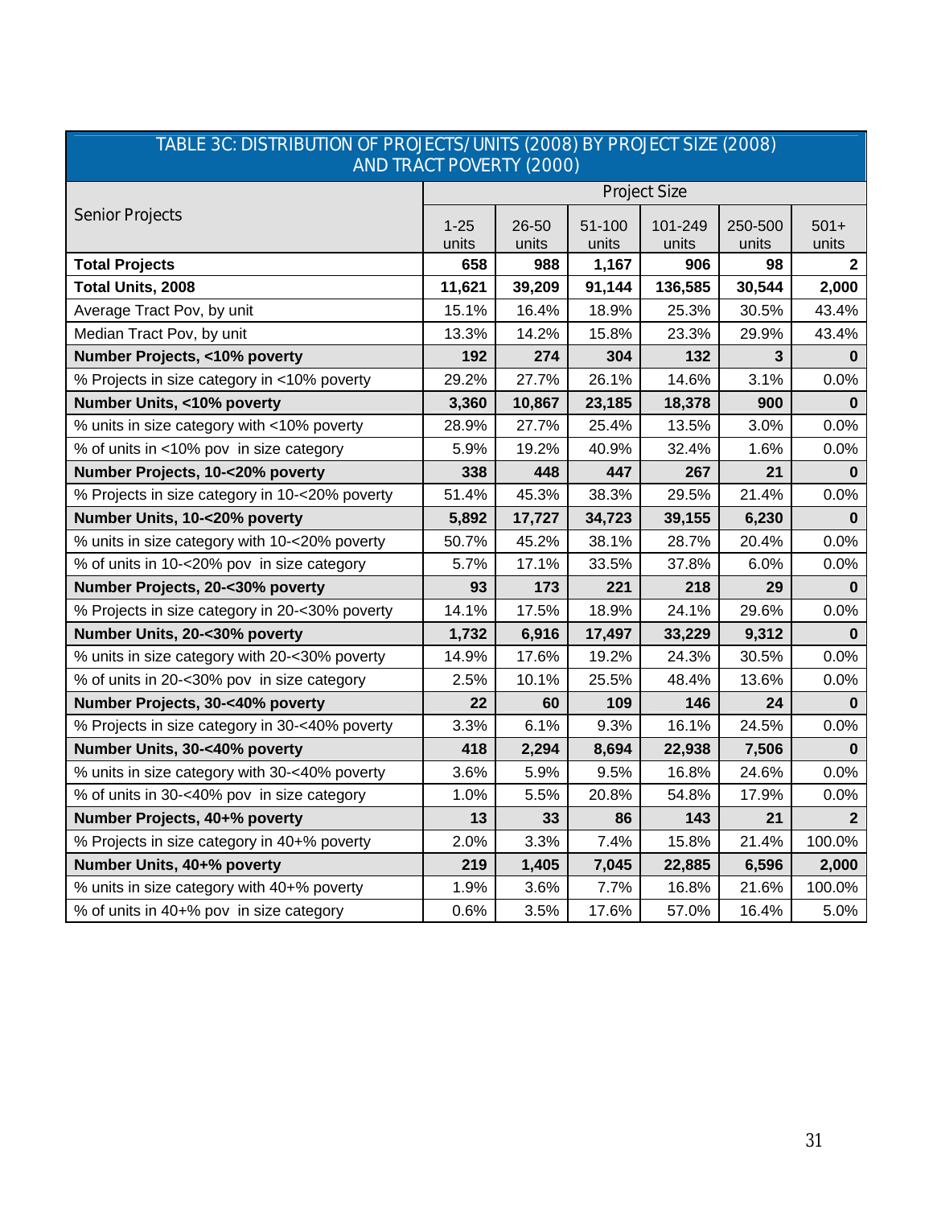TABLE 3C: DISTRIBUTION OF PROJECTS/UNITS (2008) BY PROJECT SIZE (2008) AND TRACT POVERTY (2000)

| Senior Projects | Project Size | | | | | |
|---|---|---|---|---|---|---|
| | 1-25 units | 26-50 units | 51-100 units | 101-249 units | 250-500 units | 501+ units |
| **Total Projects** | **658** | **988** | **1,167** | **906** | **98** | **2** |
| **Total Units, 2008** | **11,621** | **39,209** | **91,144** | **136,585** | **30,544** | **2,000** |
| Average Tract Pov, by unit | 15.1% | 16.4% | 18.9% | 25.3% | 30.5% | 43.4% |
| Median Tract Pov, by unit | 13.3% | 14.2% | 15.8% | 23.3% | 29.9% | 43.4% |
| **Number Projects, <10% poverty** | **192** | **274** | **304** | **132** | **3** | **0** |
| % Projects in size category in <10% poverty | 29.2% | 27.7% | 26.1% | 14.6% | 3.1% | 0.0% |
| **Number Units, <10% poverty** | **3,360** | **10,867** | **23,185** | **18,378** | **900** | **0** |
| % units in size category with <10% poverty | 28.9% | 27.7% | 25.4% | 13.5% | 3.0% | 0.0% |
| % of units in <10% pov in size category | 5.9% | 19.2% | 40.9% | 32.4% | 1.6% | 0.0% |
| **Number Projects, 10-<20% poverty** | **338** | **448** | **447** | **267** | **21** | **0** |
| % Projects in size category in 10-<20% poverty | 51.4% | 45.3% | 38.3% | 29.5% | 21.4% | 0.0% |
| **Number Units, 10-<20% poverty** | **5,892** | **17,727** | **34,723** | **39,155** | **6,230** | **0** |
| % units in size category with 10-<20% poverty | 50.7% | 45.2% | 38.1% | 28.7% | 20.4% | 0.0% |
| % of units in 10-<20% pov in size category | 5.7% | 17.1% | 33.5% | 37.8% | 6.0% | 0.0% |
| **Number Projects, 20-<30% poverty** | **93** | **173** | **221** | **218** | **29** | **0** |
| % Projects in size category in 20-<30% poverty | 14.1% | 17.5% | 18.9% | 24.1% | 29.6% | 0.0% |
| **Number Units, 20-<30% poverty** | **1,732** | **6,916** | **17,497** | **33,229** | **9,312** | **0** |
| % units in size category with 20-<30% poverty | 14.9% | 17.6% | 19.2% | 24.3% | 30.5% | 0.0% |
| % of units in 20-<30% pov in size category | 2.5% | 10.1% | 25.5% | 48.4% | 13.6% | 0.0% |
| **Number Projects, 30-<40% poverty** | **22** | **60** | **109** | **146** | **24** | **0** |
| % Projects in size category in 30-<40% poverty | 3.3% | 6.1% | 9.3% | 16.1% | 24.5% | 0.0% |
| **Number Units, 30-<40% poverty** | **418** | **2,294** | **8,694** | **22,938** | **7,506** | **0** |
| % units in size category with 30-<40% poverty | 3.6% | 5.9% | 9.5% | 16.8% | 24.6% | 0.0% |
| % of units in 30-<40% pov in size category | 1.0% | 5.5% | 20.8% | 54.8% | 17.9% | 0.0% |
| **Number Projects, 40+% poverty** | **13** | **33** | **86** | **143** | **21** | **2** |
| % Projects in size category in 40+% poverty | 2.0% | 3.3% | 7.4% | 15.8% | 21.4% | 100.0% |
| **Number Units, 40+% poverty** | **219** | **1,405** | **7,045** | **22,885** | **6,596** | **2,000** |
| % units in size category with 40+% poverty | 1.9% | 3.6% | 7.7% | 16.8% | 21.6% | 100.0% |
| % of units in 40+% pov in size category | 0.6% | 3.5% | 17.6% | 57.0% | 16.4% | 5.0% |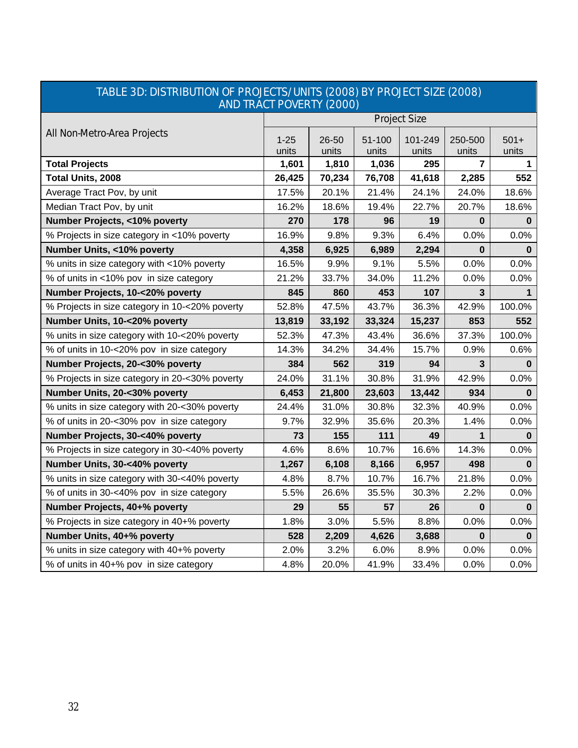| TABLE 3D: DISTRIBUTION OF PROJECTS/UNITS (2008) BY PROJECT SIZE (2008) AND TRACT POVERTY (2000) | | | | | | |
|---|---|---|---|---|---|---|
| All Non-Metro-Area Projects | Project Size | | | | | |
| | 1-25 units | 26-50 units | 51-100 units | 101-249 units | 250-500 units | 501+ units |
| **Total Projects** | **1,601** | **1,810** | **1,036** | **295** | **7** | **1** |
| **Total Units, 2008** | **26,425** | **70,234** | **76,708** | **41,618** | **2,285** | **552** |
| Average Tract Pov, by unit | 17.5% | 20.1% | 21.4% | 24.1% | 24.0% | 18.6% |
| Median Tract Pov, by unit | 16.2% | 18.6% | 19.4% | 22.7% | 20.7% | 18.6% |
| **Number Projects, <10% poverty** | **270** | **178** | **96** | **19** | **0** | **0** |
| % Projects in size category in <10% poverty | 16.9% | 9.8% | 9.3% | 6.4% | 0.0% | 0.0% |
| **Number Units, <10% poverty** | **4,358** | **6,925** | **6,989** | **2,294** | **0** | **0** |
| % units in size category with <10% poverty | 16.5% | 9.9% | 9.1% | 5.5% | 0.0% | 0.0% |
| % of units in <10% pov in size category | 21.2% | 33.7% | 34.0% | 11.2% | 0.0% | 0.0% |
| **Number Projects, 10-<20% poverty** | **845** | **860** | **453** | **107** | **3** | **1** |
| % Projects in size category in 10-<20% poverty | 52.8% | 47.5% | 43.7% | 36.3% | 42.9% | 100.0% |
| **Number Units, 10-<20% poverty** | **13,819** | **33,192** | **33,324** | **15,237** | **853** | **552** |
| % units in size category with 10-<20% poverty | 52.3% | 47.3% | 43.4% | 36.6% | 37.3% | 100.0% |
| % of units in 10-<20% pov in size category | 14.3% | 34.2% | 34.4% | 15.7% | 0.9% | 0.6% |
| **Number Projects, 20-<30% poverty** | **384** | **562** | **319** | **94** | **3** | **0** |
| % Projects in size category in 20-<30% poverty | 24.0% | 31.1% | 30.8% | 31.9% | 42.9% | 0.0% |
| **Number Units, 20-<30% poverty** | **6,453** | **21,800** | **23,603** | **13,442** | **934** | **0** |
| % units in size category with 20-<30% poverty | 24.4% | 31.0% | 30.8% | 32.3% | 40.9% | 0.0% |
| % of units in 20-<30% pov in size category | 9.7% | 32.9% | 35.6% | 20.3% | 1.4% | 0.0% |
| **Number Projects, 30-<40% poverty** | **73** | **155** | **111** | **49** | **1** | **0** |
| % Projects in size category in 30-<40% poverty | 4.6% | 8.6% | 10.7% | 16.6% | 14.3% | 0.0% |
| **Number Units, 30-<40% poverty** | **1,267** | **6,108** | **8,166** | **6,957** | **498** | **0** |
| % units in size category with 30-<40% poverty | 4.8% | 8.7% | 10.7% | 16.7% | 21.8% | 0.0% |
| % of units in 30-<40% pov in size category | 5.5% | 26.6% | 35.5% | 30.3% | 2.2% | 0.0% |
| **Number Projects, 40+% poverty** | **29** | **55** | **57** | **26** | **0** | **0** |
| % Projects in size category in 40+% poverty | 1.8% | 3.0% | 5.5% | 8.8% | 0.0% | 0.0% |
| **Number Units, 40+% poverty** | **528** | **2,209** | **4,626** | **3,688** | **0** | **0** |
| % units in size category with 40+% poverty | 2.0% | 3.2% | 6.0% | 8.9% | 0.0% | 0.0% |
| % of units in 40+% pov in size category | 4.8% | 20.0% | 41.9% | 33.4% | 0.0% | 0.0% |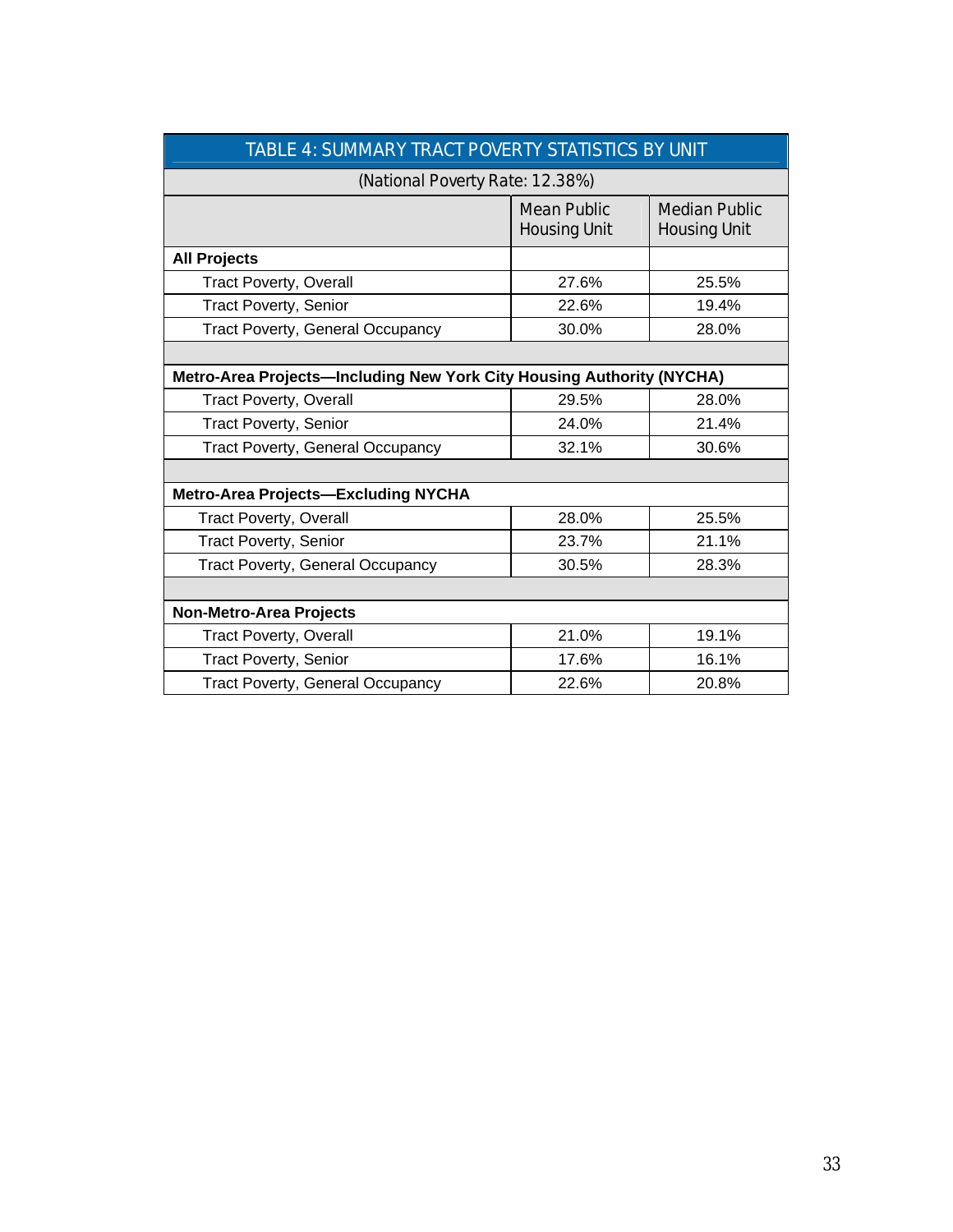| TABLE 4: SUMMARY TRACT POVERTY STATISTICS BY UNIT | | |
|---|---|---|
| (National Poverty Rate: 12.38%) | | |
| | Mean Public Housing Unit | Median Public Housing Unit |
| **All Projects** | | |
| Tract Poverty, Overall | 27.6% | 25.5% |
| Tract Poverty, Senior | 22.6% | 19.4% |
| Tract Poverty, General Occupancy | 30.0% | 28.0% |
| | | |
| **Metro-Area Projects—Including New York City Housing Authority (NYCHA)** | | |
| Tract Poverty, Overall | 29.5% | 28.0% |
| Tract Poverty, Senior | 24.0% | 21.4% |
| Tract Poverty, General Occupancy | 32.1% | 30.6% |
| | | |
| **Metro-Area Projects—Excluding NYCHA** | | |
| Tract Poverty, Overall | 28.0% | 25.5% |
| Tract Poverty, Senior | 23.7% | 21.1% |
| Tract Poverty, General Occupancy | 30.5% | 28.3% |
| | | |
| **Non-Metro-Area Projects** | | |
| Tract Poverty, Overall | 21.0% | 19.1% |
| Tract Poverty, Senior | 17.6% | 16.1% |
| Tract Poverty, General Occupancy | 22.6% | 20.8% |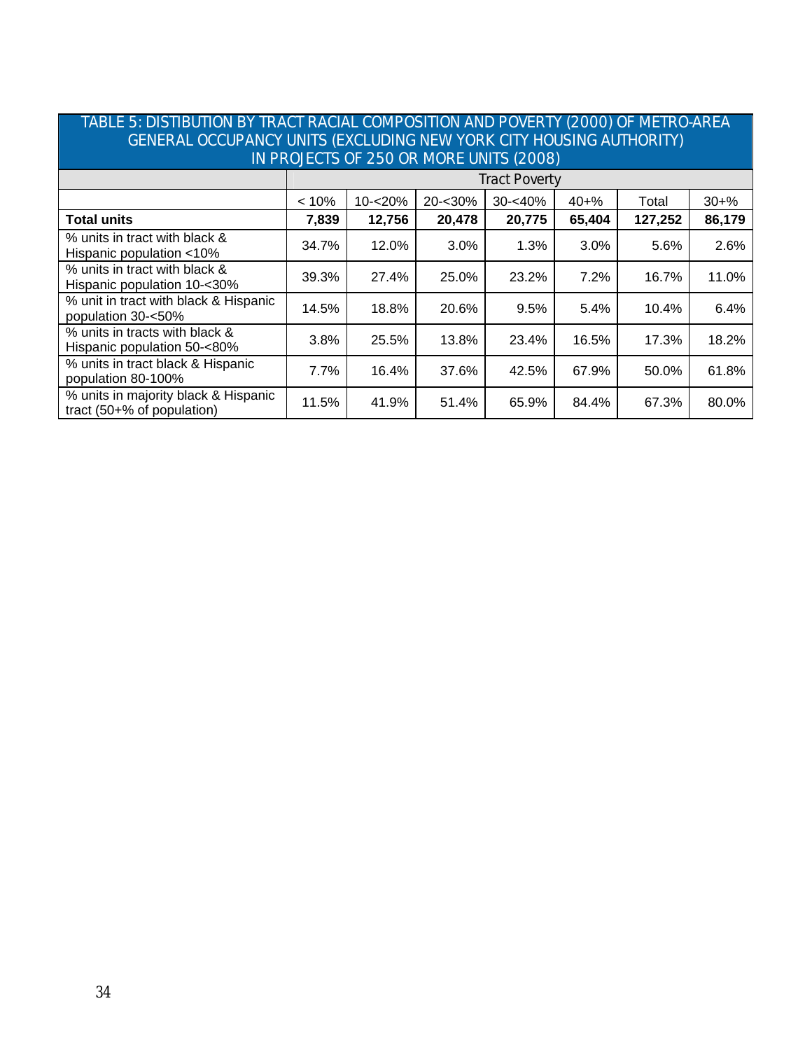TABLE 5: DISTIBUTION BY TRACT RACIAL COMPOSITION AND POVERTY (2000) OF METRO-AREA GENERAL OCCUPANCY UNITS (EXCLUDING NEW YORK CITY HOUSING AUTHORITY) IN PROJECTS OF 250 OR MORE UNITS (2008)

| | Tract Poverty | | | | | | |
|---|---|---|---|---|---|---|---|
| | < 10% | 10-<20% | 20-<30% | 30-<40% | 40+% | Total | 30+% |
| **Total units** | **7,839** | **12,756** | **20,478** | **20,775** | **65,404** | **127,252** | **86,179** |
| % units in tract with black & Hispanic population <10% | 34.7% | 12.0% | 3.0% | 1.3% | 3.0% | 5.6% | 2.6% |
| % units in tract with black & Hispanic population 10-<30% | 39.3% | 27.4% | 25.0% | 23.2% | 7.2% | 16.7% | 11.0% |
| % unit in tract with black & Hispanic population 30-<50% | 14.5% | 18.8% | 20.6% | 9.5% | 5.4% | 10.4% | 6.4% |
| % units in tracts with black & Hispanic population 50-<80% | 3.8% | 25.5% | 13.8% | 23.4% | 16.5% | 17.3% | 18.2% |
| % units in tract black & Hispanic population 80-100% | 7.7% | 16.4% | 37.6% | 42.5% | 67.9% | 50.0% | 61.8% |
| % units in majority black & Hispanic tract (50+% of population) | 11.5% | 41.9% | 51.4% | 65.9% | 84.4% | 67.3% | 80.0% |